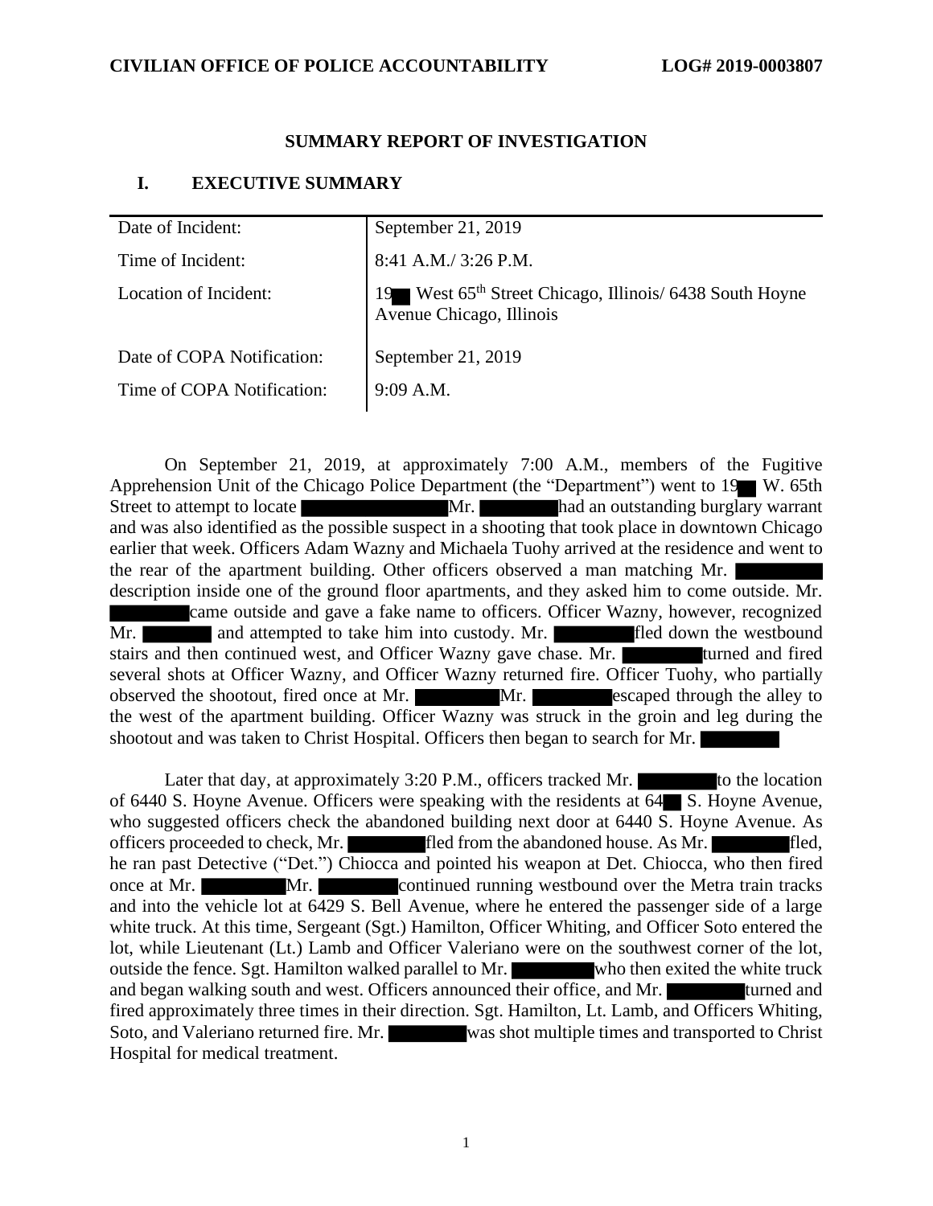## SUMMARY REPORT OF INVESTIGATION

## I. EXECUTIVE SUMMARY

| | |
|---|---|
| Date of Incident: | September 21, 2019 |
| Time of Incident: | 8:41 A.M./ 3:26 P.M. |
| Location of Incident: | 19 West 65th Street Chicago, Illinois/ 6438 South Hoyne Avenue Chicago, Illinois |
| Date of COPA Notification: | September 21, 2019 |
| Time of COPA Notification: | 9:09 A.M. |

On September 21, 2019, at approximately 7:00 A.M., members of the Fugitive Apprehension Unit of the Chicago Police Department (the "Department") went to 19 W. 65th Street to attempt to locate Mr. had an outstanding burglary warrant and was also identified as the possible suspect in a shooting that took place in downtown Chicago earlier that week. Officers Adam Wazny and Michaela Tuohy arrived at the residence and went to the rear of the apartment building. Other officers observed a man matching Mr. description inside one of the ground floor apartments, and they asked him to come outside. Mr. came outside and gave a fake name to officers. Officer Wazny, however, recognized Mr. and attempted to take him into custody. Mr. fled down the westbound stairs and then continued west, and Officer Wazny gave chase. Mr. turned and fired several shots at Officer Wazny, and Officer Wazny returned fire. Officer Tuohy, who partially observed the shootout, fired once at Mr. Mr. escaped through the alley to the west of the apartment building. Officer Wazny was struck in the groin and leg during the shootout and was taken to Christ Hospital. Officers then began to search for Mr.

Later that day, at approximately 3:20 P.M., officers tracked Mr. to the location of 6440 S. Hoyne Avenue. Officers were speaking with the residents at 64 S. Hoyne Avenue, who suggested officers check the abandoned building next door at 6440 S. Hoyne Avenue. As officers proceeded to check, Mr. fled from the abandoned house. As Mr. fled, he ran past Detective ("Det.") Chiocca and pointed his weapon at Det. Chiocca, who then fired once at Mr. Mr. continued running westbound over the Metra train tracks and into the vehicle lot at 6429 S. Bell Avenue, where he entered the passenger side of a large white truck. At this time, Sergeant (Sgt.) Hamilton, Officer Whiting, and Officer Soto entered the lot, while Lieutenant (Lt.) Lamb and Officer Valeriano were on the southwest corner of the lot, outside the fence. Sgt. Hamilton walked parallel to Mr. who then exited the white truck and began walking south and west. Officers announced their office, and Mr. turned and fired approximately three times in their direction. Sgt. Hamilton, Lt. Lamb, and Officers Whiting, Soto, and Valeriano returned fire. Mr. was shot multiple times and transported to Christ Hospital for medical treatment.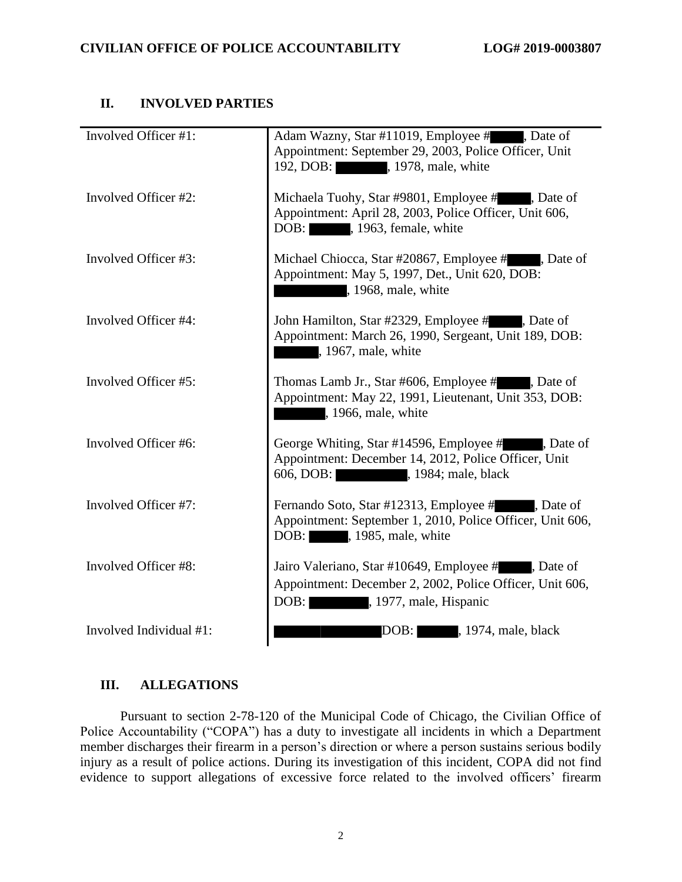## II. INVOLVED PARTIES

| | |
|---|---|
| Involved Officer #1: | Adam Wazny, Star #11019, Employee # , Date of Appointment: September 29, 2003, Police Officer, Unit 192, DOB: , 1978, male, white |
| Involved Officer #2: | Michaela Tuohy, Star #9801, Employee # , Date of Appointment: April 28, 2003, Police Officer, Unit 606, DOB: , 1963, female, white |
| Involved Officer #3: | Michael Chiocca, Star #20867, Employee # , Date of Appointment: May 5, 1997, Det., Unit 620, DOB: , 1968, male, white |
| Involved Officer #4: | John Hamilton, Star #2329, Employee # , Date of Appointment: March 26, 1990, Sergeant, Unit 189, DOB: , 1967, male, white |
| Involved Officer #5: | Thomas Lamb Jr., Star #606, Employee # , Date of Appointment: May 22, 1991, Lieutenant, Unit 353, DOB: , 1966, male, white |
| Involved Officer #6: | George Whiting, Star #14596, Employee # , Date of Appointment: December 14, 2012, Police Officer, Unit 606, DOB: , 1984; male, black |
| Involved Officer #7: | Fernando Soto, Star #12313, Employee # , Date of Appointment: September 1, 2010, Police Officer, Unit 606, DOB: , 1985, male, white |
| Involved Officer #8: | Jairo Valeriano, Star #10649, Employee # , Date of Appointment: December 2, 2002, Police Officer, Unit 606, DOB: , 1977, male, Hispanic |
| Involved Individual #1: | DOB: , 1974, male, black |

## III. ALLEGATIONS

Pursuant to section 2-78-120 of the Municipal Code of Chicago, the Civilian Office of Police Accountability ("COPA") has a duty to investigate all incidents in which a Department member discharges their firearm in a person's direction or where a person sustains serious bodily injury as a result of police actions. During its investigation of this incident, COPA did not find evidence to support allegations of excessive force related to the involved officers' firearm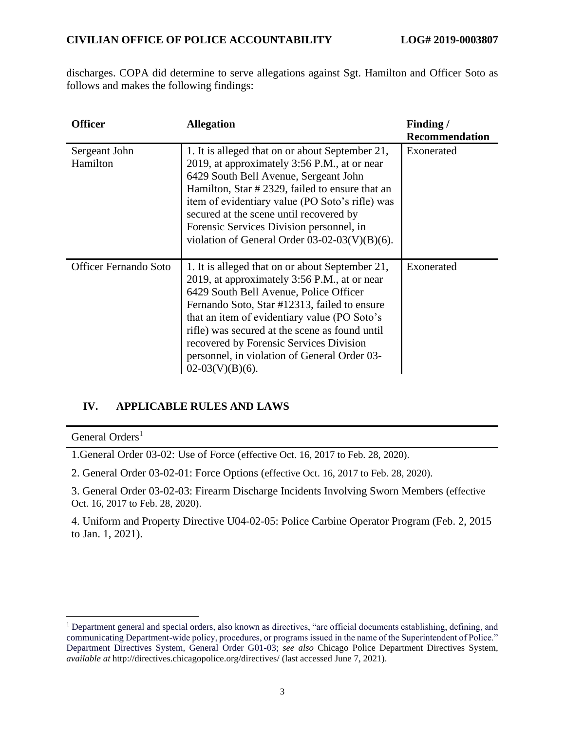discharges. COPA did determine to serve allegations against Sgt. Hamilton and Officer Soto as follows and makes the following findings:

| Officer | Allegation | Finding / Recommendation |
|---|---|---|
| Sergeant John Hamilton | 1. It is alleged that on or about September 21, 2019, at approximately 3:56 P.M., at or near 6429 South Bell Avenue, Sergeant John Hamilton, Star # 2329, failed to ensure that an item of evidentiary value (PO Soto's rifle) was secured at the scene until recovered by Forensic Services Division personnel, in violation of General Order 03-02-03(V)(B)(6). | Exonerated |
| Officer Fernando Soto | 1. It is alleged that on or about September 21, 2019, at approximately 3:56 P.M., at or near 6429 South Bell Avenue, Police Officer Fernando Soto, Star #12313, failed to ensure that an item of evidentiary value (PO Soto's rifle) was secured at the scene as found until recovered by Forensic Services Division personnel, in violation of General Order 03-02-03(V)(B)(6). | Exonerated |

## IV. APPLICABLE RULES AND LAWS

General Orders[1]

1.General Order 03-02: Use of Force (effective Oct. 16, 2017 to Feb. 28, 2020).

2. General Order 03-02-01: Force Options (effective Oct. 16, 2017 to Feb. 28, 2020).

3. General Order 03-02-03: Firearm Discharge Incidents Involving Sworn Members (effective Oct. 16, 2017 to Feb. 28, 2020).

4. Uniform and Property Directive U04-02-05: Police Carbine Operator Program (Feb. 2, 2015 to Jan. 1, 2021).

[1] Department general and special orders, also known as directives, "are official documents establishing, defining, and communicating Department-wide policy, procedures, or programs issued in the name of the Superintendent of Police." Department Directives System, General Order G01-03; *see also* Chicago Police Department Directives System, *available at* http://directives.chicagopolice.org/directives/ (last accessed June 7, 2021).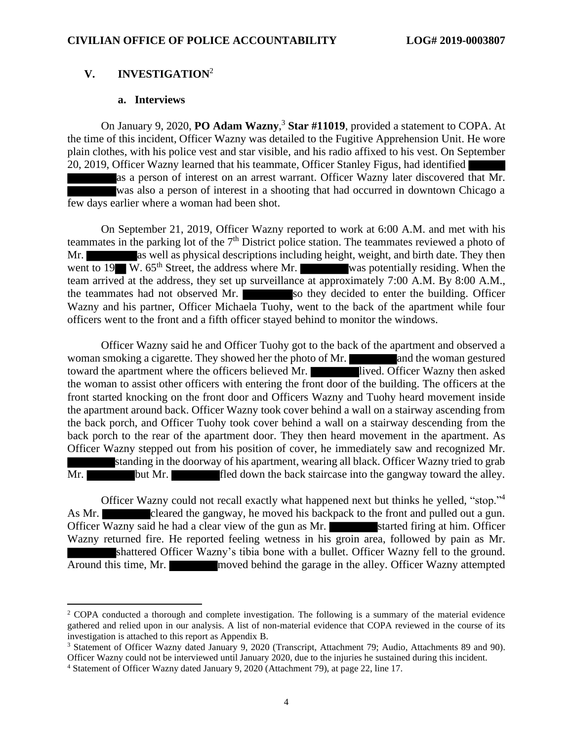## V. INVESTIGATION[2]

### a. Interviews

On January 9, 2020, **PO Adam Wazny**,[3] **Star #11019**, provided a statement to COPA. At the time of this incident, Officer Wazny was detailed to the Fugitive Apprehension Unit. He wore plain clothes, with his police vest and star visible, and his radio affixed to his vest. On September 20, 2019, Officer Wazny learned that his teammate, Officer Stanley Figus, had identified ██████ ████████ as a person of interest on an arrest warrant. Officer Wazny later discovered that Mr. ████████ was also a person of interest in a shooting that had occurred in downtown Chicago a few days earlier where a woman had been shot.

On September 21, 2019, Officer Wazny reported to work at 6:00 A.M. and met with his teammates in the parking lot of the 7th District police station. The teammates reviewed a photo of Mr. ████████ as well as physical descriptions including height, weight, and birth date. They then went to 19██ W. 65th Street, the address where Mr. ████████ was potentially residing. When the team arrived at the address, they set up surveillance at approximately 7:00 A.M. By 8:00 A.M., the teammates had not observed Mr. ████████ so they decided to enter the building. Officer Wazny and his partner, Officer Michaela Tuohy, went to the back of the apartment while four officers went to the front and a fifth officer stayed behind to monitor the windows.

Officer Wazny said he and Officer Tuohy got to the back of the apartment and observed a woman smoking a cigarette. They showed her the photo of Mr. ████████ and the woman gestured toward the apartment where the officers believed Mr. ████████ lived. Officer Wazny then asked the woman to assist other officers with entering the front door of the building. The officers at the front started knocking on the front door and Officers Wazny and Tuohy heard movement inside the apartment around back. Officer Wazny took cover behind a wall on a stairway ascending from the back porch, and Officer Tuohy took cover behind a wall on a stairway descending from the back porch to the rear of the apartment door. They then heard movement in the apartment. As Officer Wazny stepped out from his position of cover, he immediately saw and recognized Mr. ████████ standing in the doorway of his apartment, wearing all black. Officer Wazny tried to grab Mr. ████████ but Mr. ████████ fled down the back staircase into the gangway toward the alley.

Officer Wazny could not recall exactly what happened next but thinks he yelled, "stop."[4] As Mr. ████████ cleared the gangway, he moved his backpack to the front and pulled out a gun. Officer Wazny said he had a clear view of the gun as Mr. ████████ started firing at him. Officer Wazny returned fire. He reported feeling wetness in his groin area, followed by pain as Mr. ████████ shattered Officer Wazny's tibia bone with a bullet. Officer Wazny fell to the ground. Around this time, Mr. ████████ moved behind the garage in the alley. Officer Wazny attempted

---

[2] COPA conducted a thorough and complete investigation. The following is a summary of the material evidence gathered and relied upon in our analysis. A list of non-material evidence that COPA reviewed in the course of its investigation is attached to this report as Appendix B.

[3] Statement of Officer Wazny dated January 9, 2020 (Transcript, Attachment 79; Audio, Attachments 89 and 90). Officer Wazny could not be interviewed until January 2020, due to the injuries he sustained during this incident.

[4] Statement of Officer Wazny dated January 9, 2020 (Attachment 79), at page 22, line 17.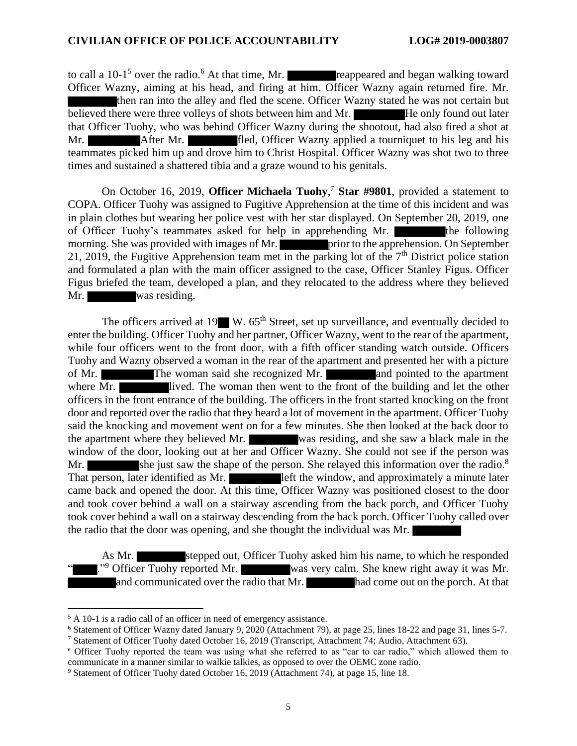to call a 10-1[5] over the radio.[6] At that time, Mr. ████████ reappeared and began walking toward Officer Wazny, aiming at his head, and firing at him. Officer Wazny again returned fire. Mr. ████████ then ran into the alley and fled the scene. Officer Wazny stated he was not certain but believed there were three volleys of shots between him and Mr. ████████ He only found out later that Officer Tuohy, who was behind Officer Wazny during the shootout, had also fired a shot at Mr. ████████ After Mr. ████████ fled, Officer Wazny applied a tourniquet to his leg and his teammates picked him up and drove him to Christ Hospital. Officer Wazny was shot two to three times and sustained a shattered tibia and a graze wound to his genitals.

On October 16, 2019, **Officer Michaela Tuohy**,[7] **Star #9801**, provided a statement to COPA. Officer Tuohy was assigned to Fugitive Apprehension at the time of this incident and was in plain clothes but wearing her police vest with her star displayed. On September 20, 2019, one of Officer Tuohy's teammates asked for help in apprehending Mr. ████████ the following morning. She was provided with images of Mr. ████████ prior to the apprehension. On September 21, 2019, the Fugitive Apprehension team met in the parking lot of the 7th District police station and formulated a plan with the main officer assigned to the case, Officer Stanley Figus. Officer Figus briefed the team, developed a plan, and they relocated to the address where they believed Mr. ████████ was residing.

The officers arrived at 19██ W. 65th Street, set up surveillance, and eventually decided to enter the building. Officer Tuohy and her partner, Officer Wazny, went to the rear of the apartment, while four officers went to the front door, with a fifth officer standing watch outside. Officers Tuohy and Wazny observed a woman in the rear of the apartment and presented her with a picture of Mr. ████████ The woman said she recognized Mr. ████████ and pointed to the apartment where Mr. ████████ lived. The woman then went to the front of the building and let the other officers in the front entrance of the building. The officers in the front started knocking on the front door and reported over the radio that they heard a lot of movement in the apartment. Officer Tuohy said the knocking and movement went on for a few minutes. She then looked at the back door to the apartment where they believed Mr. ████████ was residing, and she saw a black male in the window of the door, looking out at her and Officer Wazny. She could not see if the person was Mr. ████████ she just saw the shape of the person. She relayed this information over the radio.[8] That person, later identified as Mr. ████████ left the window, and approximately a minute later came back and opened the door. At this time, Officer Wazny was positioned closest to the door and took cover behind a wall on a stairway ascending from the back porch, and Officer Tuohy took cover behind a wall on a stairway descending from the back porch. Officer Tuohy called over the radio that the door was opening, and she thought the individual was Mr. ████████

As Mr. ████████ stepped out, Officer Tuohy asked him his name, to which he responded "████."[9] Officer Tuohy reported Mr. ████████ was very calm. She knew right away it was Mr. ████████ and communicated over the radio that Mr. ████████ had come out on the porch. At that

---

[5] A 10-1 is a radio call of an officer in need of emergency assistance.

[6] Statement of Officer Wazny dated January 9, 2020 (Attachment 79), at page 25, lines 18-22 and page 31, lines 5-7.

[7] Statement of Officer Tuohy dated October 16, 2019 (Transcript, Attachment 74; Audio, Attachment 63).

[8] Officer Tuohy reported the team was using what she referred to as "car to car radio," which allowed them to communicate in a manner similar to walkie talkies, as opposed to over the OEMC zone radio.

[9] Statement of Officer Tuohy dated October 16, 2019 (Attachment 74), at page 15, line 18.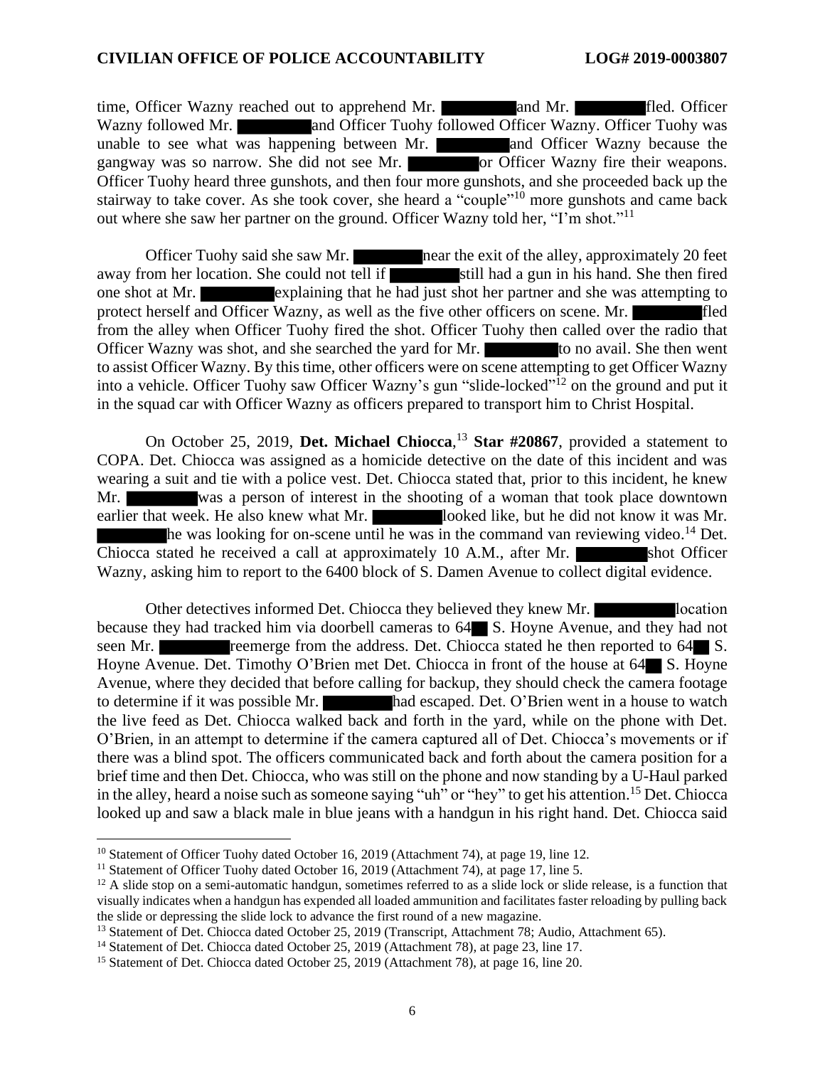time, Officer Wazny reached out to apprehend Mr. ████████ and Mr. ████████ fled. Officer Wazny followed Mr. ████████ and Officer Tuohy followed Officer Wazny. Officer Tuohy was unable to see what was happening between Mr. ████████ and Officer Wazny because the gangway was so narrow. She did not see Mr. ████████ or Officer Wazny fire their weapons. Officer Tuohy heard three gunshots, and then four more gunshots, and she proceeded back up the stairway to take cover. As she took cover, she heard a "couple"[10] more gunshots and came back out where she saw her partner on the ground. Officer Wazny told her, "I'm shot."[11]

Officer Tuohy said she saw Mr. ████████ near the exit of the alley, approximately 20 feet away from her location. She could not tell if ████████ still had a gun in his hand. She then fired one shot at Mr. ████████ explaining that he had just shot her partner and she was attempting to protect herself and Officer Wazny, as well as the five other officers on scene. Mr. ████████ fled from the alley when Officer Tuohy fired the shot. Officer Tuohy then called over the radio that Officer Wazny was shot, and she searched the yard for Mr. ████████ to no avail. She then went to assist Officer Wazny. By this time, other officers were on scene attempting to get Officer Wazny into a vehicle. Officer Tuohy saw Officer Wazny's gun "slide-locked"[12] on the ground and put it in the squad car with Officer Wazny as officers prepared to transport him to Christ Hospital.

On October 25, 2019, **Det. Michael Chiocca**,[13] **Star #20867**, provided a statement to COPA. Det. Chiocca was assigned as a homicide detective on the date of this incident and was wearing a suit and tie with a police vest. Det. Chiocca stated that, prior to this incident, he knew Mr. ████████ was a person of interest in the shooting of a woman that took place downtown earlier that week. He also knew what Mr. ████████ looked like, but he did not know it was Mr. ████████ he was looking for on-scene until he was in the command van reviewing video.[14] Det. Chiocca stated he received a call at approximately 10 A.M., after Mr. ████████ shot Officer Wazny, asking him to report to the 6400 block of S. Damen Avenue to collect digital evidence.

Other detectives informed Det. Chiocca they believed they knew Mr. ████████ location because they had tracked him via doorbell cameras to 64██ S. Hoyne Avenue, and they had not seen Mr. ████████ reemerge from the address. Det. Chiocca stated he then reported to 64██ S. Hoyne Avenue. Det. Timothy O'Brien met Det. Chiocca in front of the house at 64██ S. Hoyne Avenue, where they decided that before calling for backup, they should check the camera footage to determine if it was possible Mr. ████████ had escaped. Det. O'Brien went in a house to watch the live feed as Det. Chiocca walked back and forth in the yard, while on the phone with Det. O'Brien, in an attempt to determine if the camera captured all of Det. Chiocca's movements or if there was a blind spot. The officers communicated back and forth about the camera position for a brief time and then Det. Chiocca, who was still on the phone and now standing by a U-Haul parked in the alley, heard a noise such as someone saying "uh" or "hey" to get his attention.[15] Det. Chiocca looked up and saw a black male in blue jeans with a handgun in his right hand. Det. Chiocca said

---

[10] Statement of Officer Tuohy dated October 16, 2019 (Attachment 74), at page 19, line 12.

[11] Statement of Officer Tuohy dated October 16, 2019 (Attachment 74), at page 17, line 5.

[12] A slide stop on a semi-automatic handgun, sometimes referred to as a slide lock or slide release, is a function that visually indicates when a handgun has expended all loaded ammunition and facilitates faster reloading by pulling back the slide or depressing the slide lock to advance the first round of a new magazine.

[13] Statement of Det. Chiocca dated October 25, 2019 (Transcript, Attachment 78; Audio, Attachment 65).

[14] Statement of Det. Chiocca dated October 25, 2019 (Attachment 78), at page 23, line 17.

[15] Statement of Det. Chiocca dated October 25, 2019 (Attachment 78), at page 16, line 20.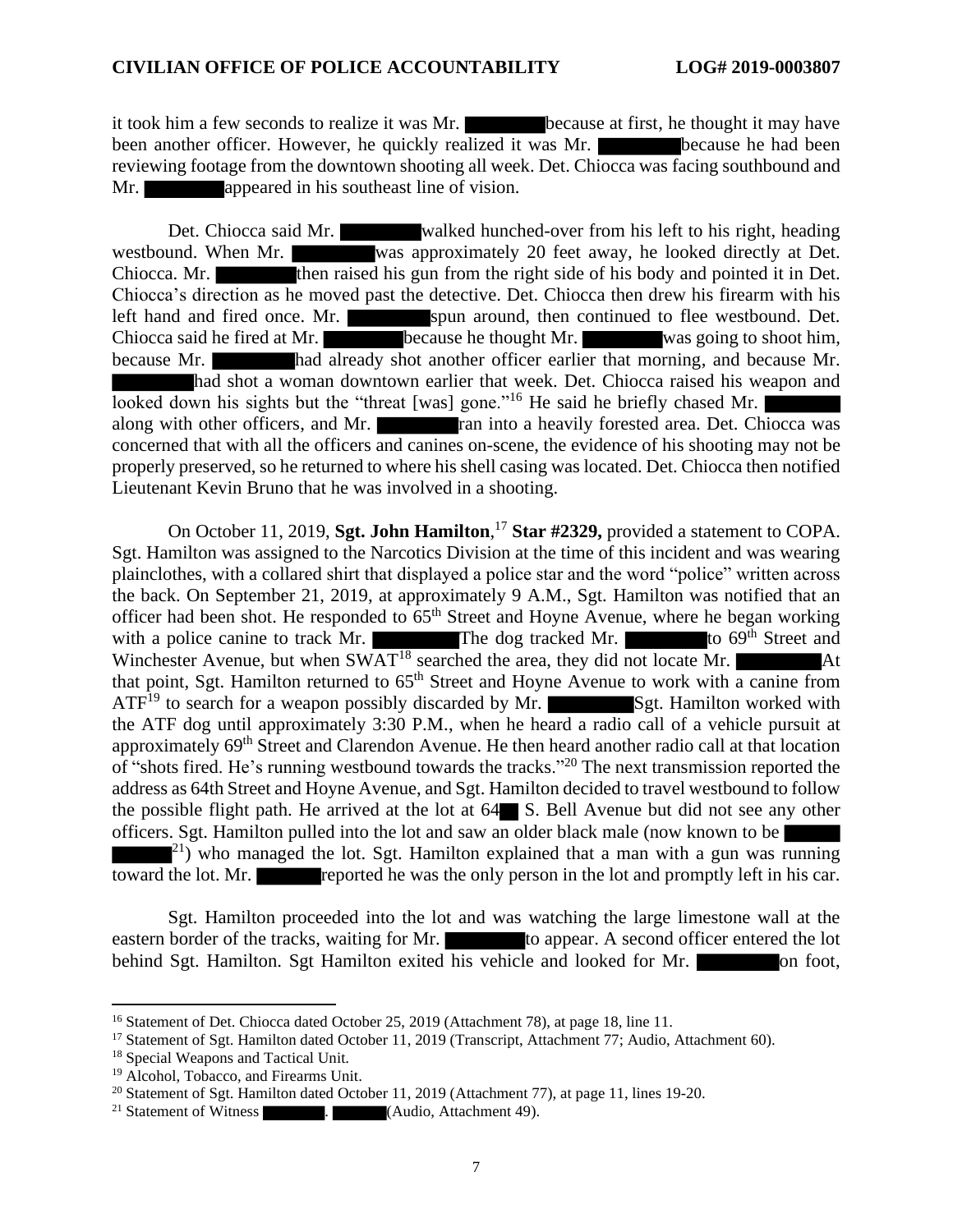it took him a few seconds to realize it was Mr. [REDACTED] because at first, he thought it may have been another officer. However, he quickly realized it was Mr. [REDACTED] because he had been reviewing footage from the downtown shooting all week. Det. Chiocca was facing southbound and Mr. [REDACTED] appeared in his southeast line of vision.

Det. Chiocca said Mr. [REDACTED] walked hunched-over from his left to his right, heading westbound. When Mr. [REDACTED] was approximately 20 feet away, he looked directly at Det. Chiocca. Mr. [REDACTED] then raised his gun from the right side of his body and pointed it in Det. Chiocca's direction as he moved past the detective. Det. Chiocca then drew his firearm with his left hand and fired once. Mr. [REDACTED] spun around, then continued to flee westbound. Det. Chiocca said he fired at Mr. [REDACTED] because he thought Mr. [REDACTED] was going to shoot him, because Mr. [REDACTED] had already shot another officer earlier that morning, and because Mr. [REDACTED] had shot a woman downtown earlier that week. Det. Chiocca raised his weapon and looked down his sights but the "threat [was] gone."[16] He said he briefly chased Mr. [REDACTED] along with other officers, and Mr. [REDACTED] ran into a heavily forested area. Det. Chiocca was concerned that with all the officers and canines on-scene, the evidence of his shooting may not be properly preserved, so he returned to where his shell casing was located. Det. Chiocca then notified Lieutenant Kevin Bruno that he was involved in a shooting.

On October 11, 2019, **Sgt. John Hamilton**,[17] **Star #2329,** provided a statement to COPA. Sgt. Hamilton was assigned to the Narcotics Division at the time of this incident and was wearing plainclothes, with a collared shirt that displayed a police star and the word "police" written across the back. On September 21, 2019, at approximately 9 A.M., Sgt. Hamilton was notified that an officer had been shot. He responded to 65th Street and Hoyne Avenue, where he began working with a police canine to track Mr. [REDACTED] The dog tracked Mr. [REDACTED] to 69th Street and Winchester Avenue, but when SWAT[18] searched the area, they did not locate Mr. [REDACTED] At that point, Sgt. Hamilton returned to 65th Street and Hoyne Avenue to work with a canine from ATF[19] to search for a weapon possibly discarded by Mr. [REDACTED] Sgt. Hamilton worked with the ATF dog until approximately 3:30 P.M., when he heard a radio call of a vehicle pursuit at approximately 69th Street and Clarendon Avenue. He then heard another radio call at that location of "shots fired. He's running westbound towards the tracks."[20] The next transmission reported the address as 64th Street and Hoyne Avenue, and Sgt. Hamilton decided to travel westbound to follow the possible flight path. He arrived at the lot at 64[REDACTED] S. Bell Avenue but did not see any other officers. Sgt. Hamilton pulled into the lot and saw an older black male (now known to be [REDACTED][21]) who managed the lot. Sgt. Hamilton explained that a man with a gun was running toward the lot. Mr. [REDACTED] reported he was the only person in the lot and promptly left in his car.

Sgt. Hamilton proceeded into the lot and was watching the large limestone wall at the eastern border of the tracks, waiting for Mr. [REDACTED] to appear. A second officer entered the lot behind Sgt. Hamilton. Sgt Hamilton exited his vehicle and looked for Mr. [REDACTED] on foot,

---

[16] Statement of Det. Chiocca dated October 25, 2019 (Attachment 78), at page 18, line 11.

[17] Statement of Sgt. Hamilton dated October 11, 2019 (Transcript, Attachment 77; Audio, Attachment 60).

[18] Special Weapons and Tactical Unit.

[19] Alcohol, Tobacco, and Firearms Unit.

[20] Statement of Sgt. Hamilton dated October 11, 2019 (Attachment 77), at page 11, lines 19-20.

[21] Statement of Witness [REDACTED]. [REDACTED] (Audio, Attachment 49).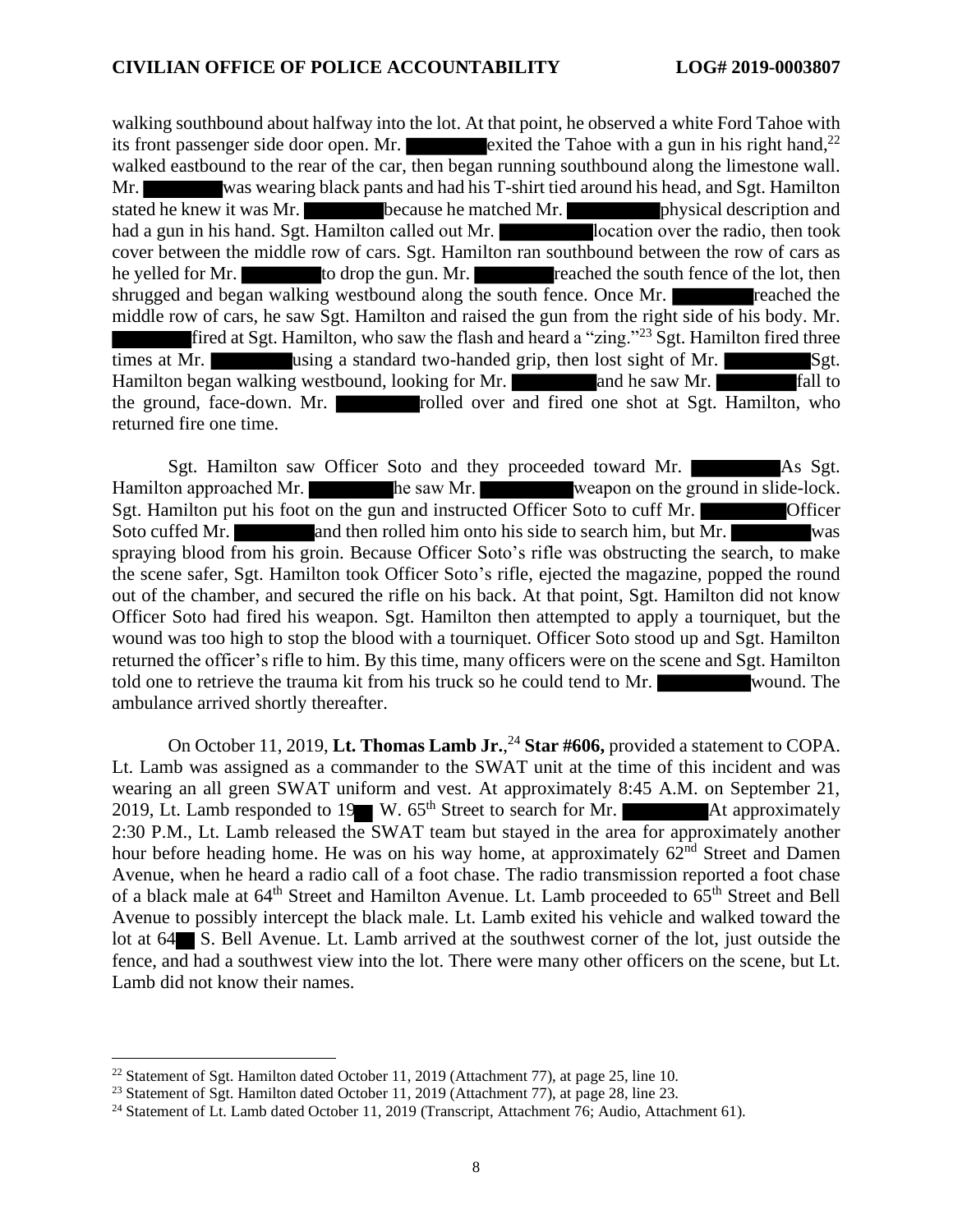walking southbound about halfway into the lot. At that point, he observed a white Ford Tahoe with its front passenger side door open. Mr. exited the Tahoe with a gun in his right hand,[22] walked eastbound to the rear of the car, then began running southbound along the limestone wall. Mr. was wearing black pants and had his T-shirt tied around his head, and Sgt. Hamilton stated he knew it was Mr. because he matched Mr. physical description and had a gun in his hand. Sgt. Hamilton called out Mr. location over the radio, then took cover between the middle row of cars. Sgt. Hamilton ran southbound between the row of cars as he yelled for Mr. to drop the gun. Mr. reached the south fence of the lot, then shrugged and began walking westbound along the south fence. Once Mr. reached the middle row of cars, he saw Sgt. Hamilton and raised the gun from the right side of his body. Mr. fired at Sgt. Hamilton, who saw the flash and heard a "zing."[23] Sgt. Hamilton fired three times at Mr. using a standard two-handed grip, then lost sight of Mr. Sgt. Hamilton began walking westbound, looking for Mr. and he saw Mr. fall to the ground, face-down. Mr. rolled over and fired one shot at Sgt. Hamilton, who returned fire one time.

Sgt. Hamilton saw Officer Soto and they proceeded toward Mr. As Sgt. Hamilton approached Mr. he saw Mr. weapon on the ground in slide-lock. Sgt. Hamilton put his foot on the gun and instructed Officer Soto to cuff Mr. Officer Soto cuffed Mr. and then rolled him onto his side to search him, but Mr. was spraying blood from his groin. Because Officer Soto's rifle was obstructing the search, to make the scene safer, Sgt. Hamilton took Officer Soto's rifle, ejected the magazine, popped the round out of the chamber, and secured the rifle on his back. At that point, Sgt. Hamilton did not know Officer Soto had fired his weapon. Sgt. Hamilton then attempted to apply a tourniquet, but the wound was too high to stop the blood with a tourniquet. Officer Soto stood up and Sgt. Hamilton returned the officer's rifle to him. By this time, many officers were on the scene and Sgt. Hamilton told one to retrieve the trauma kit from his truck so he could tend to Mr. wound. The ambulance arrived shortly thereafter.

On October 11, 2019, **Lt. Thomas Lamb Jr.**,[24] **Star #606,** provided a statement to COPA. Lt. Lamb was assigned as a commander to the SWAT unit at the time of this incident and was wearing an all green SWAT uniform and vest. At approximately 8:45 A.M. on September 21, 2019, Lt. Lamb responded to 19 W. 65th Street to search for Mr. At approximately 2:30 P.M., Lt. Lamb released the SWAT team but stayed in the area for approximately another hour before heading home. He was on his way home, at approximately 62nd Street and Damen Avenue, when he heard a radio call of a foot chase. The radio transmission reported a foot chase of a black male at 64th Street and Hamilton Avenue. Lt. Lamb proceeded to 65th Street and Bell Avenue to possibly intercept the black male. Lt. Lamb exited his vehicle and walked toward the lot at 64 S. Bell Avenue. Lt. Lamb arrived at the southwest corner of the lot, just outside the fence, and had a southwest view into the lot. There were many other officers on the scene, but Lt. Lamb did not know their names.

---

[22] Statement of Sgt. Hamilton dated October 11, 2019 (Attachment 77), at page 25, line 10.

[23] Statement of Sgt. Hamilton dated October 11, 2019 (Attachment 77), at page 28, line 23.

[24] Statement of Lt. Lamb dated October 11, 2019 (Transcript, Attachment 76; Audio, Attachment 61).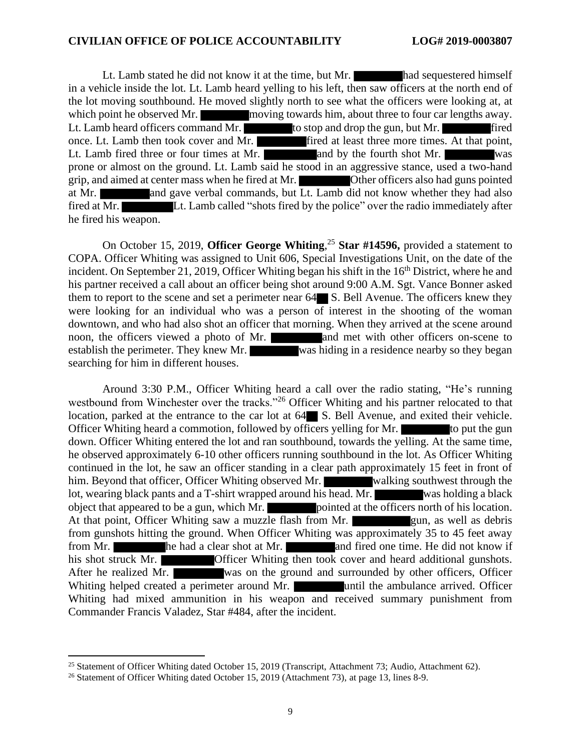Lt. Lamb stated he did not know it at the time, but Mr. had sequestered himself in a vehicle inside the lot. Lt. Lamb heard yelling to his left, then saw officers at the north end of the lot moving southbound. He moved slightly north to see what the officers were looking at, at which point he observed Mr. moving towards him, about three to four car lengths away. Lt. Lamb heard officers command Mr. to stop and drop the gun, but Mr. fired once. Lt. Lamb then took cover and Mr. fired at least three more times. At that point, Lt. Lamb fired three or four times at Mr. and by the fourth shot Mr. was prone or almost on the ground. Lt. Lamb said he stood in an aggressive stance, used a two-hand grip, and aimed at center mass when he fired at Mr. Other officers also had guns pointed at Mr. and gave verbal commands, but Lt. Lamb did not know whether they had also fired at Mr. Lt. Lamb called "shots fired by the police" over the radio immediately after he fired his weapon.

On October 15, 2019, **Officer George Whiting**,[25] **Star #14596,** provided a statement to COPA. Officer Whiting was assigned to Unit 606, Special Investigations Unit, on the date of the incident. On September 21, 2019, Officer Whiting began his shift in the 16th District, where he and his partner received a call about an officer being shot around 9:00 A.M. Sgt. Vance Bonner asked them to report to the scene and set a perimeter near 64 S. Bell Avenue. The officers knew they were looking for an individual who was a person of interest in the shooting of the woman downtown, and who had also shot an officer that morning. When they arrived at the scene around noon, the officers viewed a photo of Mr. and met with other officers on-scene to establish the perimeter. They knew Mr. was hiding in a residence nearby so they began searching for him in different houses.

Around 3:30 P.M., Officer Whiting heard a call over the radio stating, "He's running westbound from Winchester over the tracks."[26] Officer Whiting and his partner relocated to that location, parked at the entrance to the car lot at 64 S. Bell Avenue, and exited their vehicle. Officer Whiting heard a commotion, followed by officers yelling for Mr. to put the gun down. Officer Whiting entered the lot and ran southbound, towards the yelling. At the same time, he observed approximately 6-10 other officers running southbound in the lot. As Officer Whiting continued in the lot, he saw an officer standing in a clear path approximately 15 feet in front of him. Beyond that officer, Officer Whiting observed Mr. walking southwest through the lot, wearing black pants and a T-shirt wrapped around his head. Mr. was holding a black object that appeared to be a gun, which Mr. pointed at the officers north of his location. At that point, Officer Whiting saw a muzzle flash from Mr. gun, as well as debris from gunshots hitting the ground. When Officer Whiting was approximately 35 to 45 feet away from Mr. he had a clear shot at Mr. and fired one time. He did not know if his shot struck Mr. Officer Whiting then took cover and heard additional gunshots. After he realized Mr. was on the ground and surrounded by other officers, Officer Whiting helped created a perimeter around Mr. until the ambulance arrived. Officer Whiting had mixed ammunition in his weapon and received summary punishment from Commander Francis Valadez, Star #484, after the incident.

---

[25] Statement of Officer Whiting dated October 15, 2019 (Transcript, Attachment 73; Audio, Attachment 62).

[26] Statement of Officer Whiting dated October 15, 2019 (Attachment 73), at page 13, lines 8-9.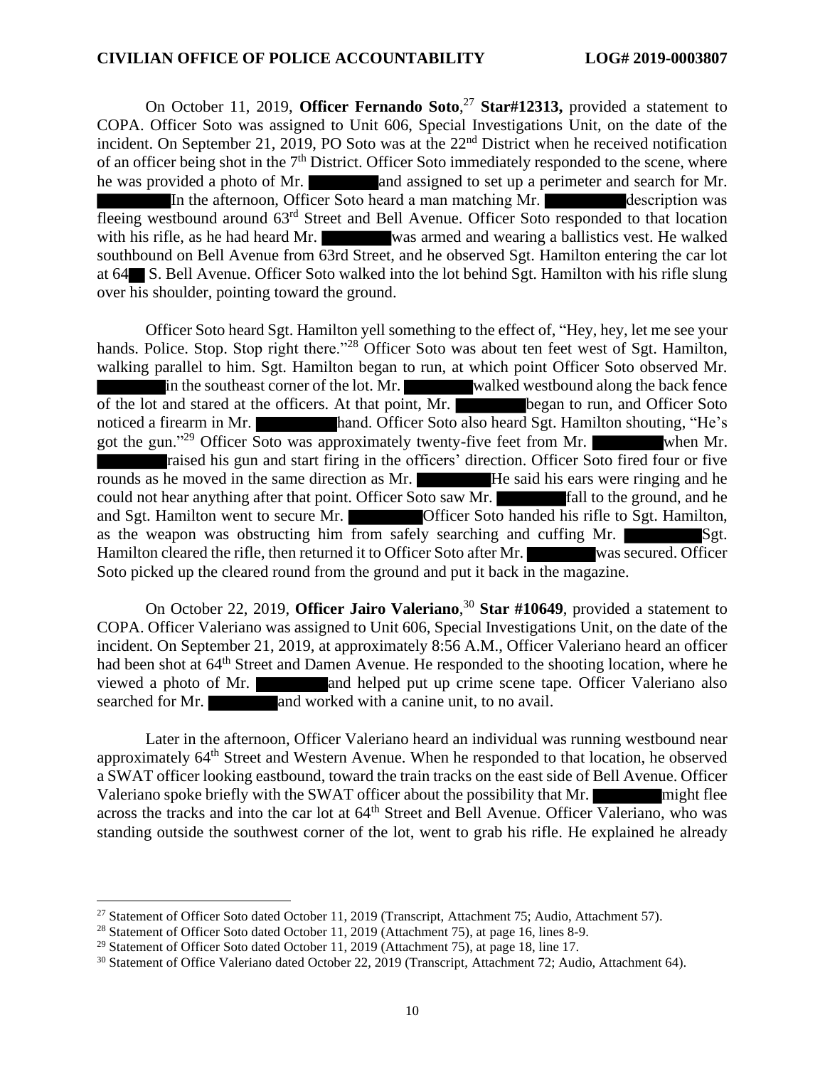On October 11, 2019, **Officer Fernando Soto**,[27] **Star#12313,** provided a statement to COPA. Officer Soto was assigned to Unit 606, Special Investigations Unit, on the date of the incident. On September 21, 2019, PO Soto was at the 22nd District when he received notification of an officer being shot in the 7th District. Officer Soto immediately responded to the scene, where he was provided a photo of Mr. ██████ and assigned to set up a perimeter and search for Mr. ██████ In the afternoon, Officer Soto heard a man matching Mr. ██████ description was fleeing westbound around 63rd Street and Bell Avenue. Officer Soto responded to that location with his rifle, as he had heard Mr. ██████ was armed and wearing a ballistics vest. He walked southbound on Bell Avenue from 63rd Street, and he observed Sgt. Hamilton entering the car lot at 64██ S. Bell Avenue. Officer Soto walked into the lot behind Sgt. Hamilton with his rifle slung over his shoulder, pointing toward the ground.

Officer Soto heard Sgt. Hamilton yell something to the effect of, "Hey, hey, let me see your hands. Police. Stop. Stop right there."[28] Officer Soto was about ten feet west of Sgt. Hamilton, walking parallel to him. Sgt. Hamilton began to run, at which point Officer Soto observed Mr. ██████ in the southeast corner of the lot. Mr. ██████ walked westbound along the back fence of the lot and stared at the officers. At that point, Mr. ██████ began to run, and Officer Soto noticed a firearm in Mr. ██████ hand. Officer Soto also heard Sgt. Hamilton shouting, "He's got the gun."[29] Officer Soto was approximately twenty-five feet from Mr. ██████ when Mr. ██████ raised his gun and start firing in the officers' direction. Officer Soto fired four or five rounds as he moved in the same direction as Mr. ██████ He said his ears were ringing and he could not hear anything after that point. Officer Soto saw Mr. ██████ fall to the ground, and he and Sgt. Hamilton went to secure Mr. ██████ Officer Soto handed his rifle to Sgt. Hamilton, as the weapon was obstructing him from safely searching and cuffing Mr. ██████ Sgt. Hamilton cleared the rifle, then returned it to Officer Soto after Mr. ██████ was secured. Officer Soto picked up the cleared round from the ground and put it back in the magazine.

On October 22, 2019, **Officer Jairo Valeriano**,[30] **Star #10649**, provided a statement to COPA. Officer Valeriano was assigned to Unit 606, Special Investigations Unit, on the date of the incident. On September 21, 2019, at approximately 8:56 A.M., Officer Valeriano heard an officer had been shot at 64th Street and Damen Avenue. He responded to the shooting location, where he viewed a photo of Mr. ██████ and helped put up crime scene tape. Officer Valeriano also searched for Mr. ██████ and worked with a canine unit, to no avail.

Later in the afternoon, Officer Valeriano heard an individual was running westbound near approximately 64th Street and Western Avenue. When he responded to that location, he observed a SWAT officer looking eastbound, toward the train tracks on the east side of Bell Avenue. Officer Valeriano spoke briefly with the SWAT officer about the possibility that Mr. ██████ might flee across the tracks and into the car lot at 64th Street and Bell Avenue. Officer Valeriano, who was standing outside the southwest corner of the lot, went to grab his rifle. He explained he already

---

[27] Statement of Officer Soto dated October 11, 2019 (Transcript, Attachment 75; Audio, Attachment 57).

[28] Statement of Officer Soto dated October 11, 2019 (Attachment 75), at page 16, lines 8-9.

[29] Statement of Officer Soto dated October 11, 2019 (Attachment 75), at page 18, line 17.

[30] Statement of Office Valeriano dated October 22, 2019 (Transcript, Attachment 72; Audio, Attachment 64).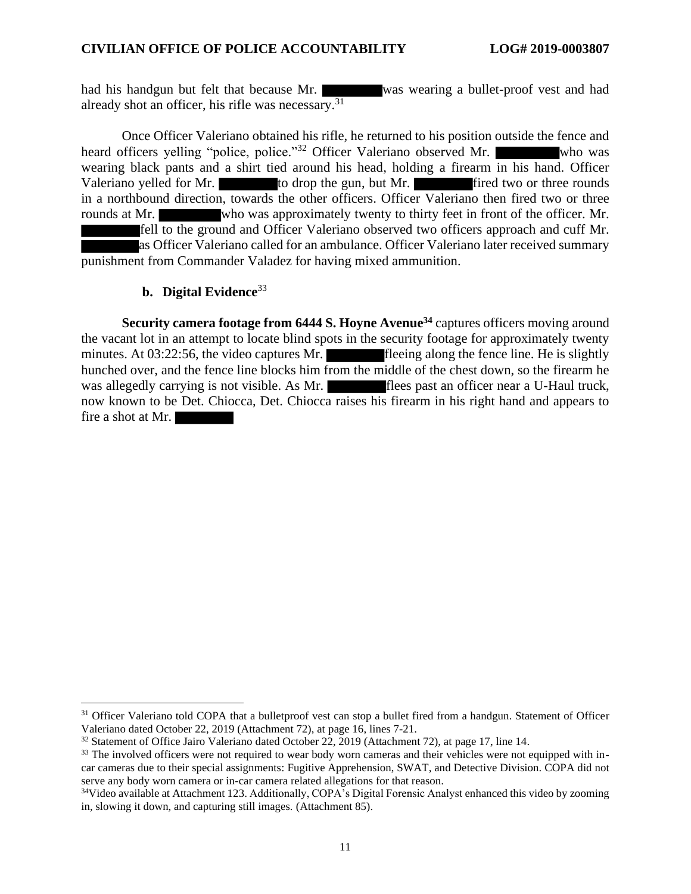had his handgun but felt that because Mr. ████ was wearing a bullet-proof vest and had already shot an officer, his rifle was necessary.[31]

Once Officer Valeriano obtained his rifle, he returned to his position outside the fence and heard officers yelling "police, police."[32] Officer Valeriano observed Mr. ████ who was wearing black pants and a shirt tied around his head, holding a firearm in his hand. Officer Valeriano yelled for Mr. ████ to drop the gun, but Mr. ████ fired two or three rounds in a northbound direction, towards the other officers. Officer Valeriano then fired two or three rounds at Mr. ████ who was approximately twenty to thirty feet in front of the officer. Mr. ████ fell to the ground and Officer Valeriano observed two officers approach and cuff Mr. ████ as Officer Valeriano called for an ambulance. Officer Valeriano later received summary punishment from Commander Valadez for having mixed ammunition.

### b. Digital Evidence[33]

**Security camera footage from 6444 S. Hoyne Avenue[34]** captures officers moving around the vacant lot in an attempt to locate blind spots in the security footage for approximately twenty minutes. At 03:22:56, the video captures Mr. ████ fleeing along the fence line. He is slightly hunched over, and the fence line blocks him from the middle of the chest down, so the firearm he was allegedly carrying is not visible. As Mr. ████ flees past an officer near a U-Haul truck, now known to be Det. Chiocca, Det. Chiocca raises his firearm in his right hand and appears to fire a shot at Mr. ████

---

[31] Officer Valeriano told COPA that a bulletproof vest can stop a bullet fired from a handgun. Statement of Officer Valeriano dated October 22, 2019 (Attachment 72), at page 16, lines 7-21.

[32] Statement of Office Jairo Valeriano dated October 22, 2019 (Attachment 72), at page 17, line 14.

[33] The involved officers were not required to wear body worn cameras and their vehicles were not equipped with in-car cameras due to their special assignments: Fugitive Apprehension, SWAT, and Detective Division. COPA did not serve any body worn camera or in-car camera related allegations for that reason.

[34] Video available at Attachment 123. Additionally, COPA's Digital Forensic Analyst enhanced this video by zooming in, slowing it down, and capturing still images. (Attachment 85).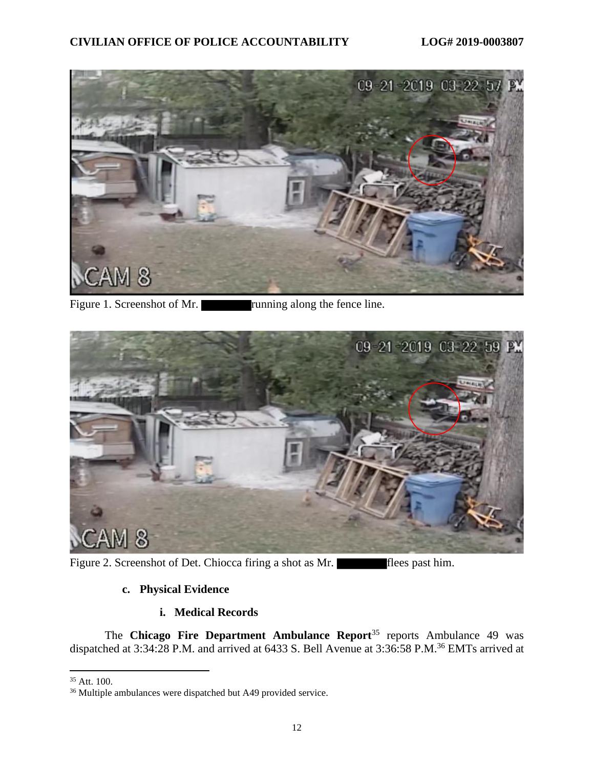Figure 1. Screenshot of Mr. ███████ running along the fence line.

Figure 2. Screenshot of Det. Chiocca firing a shot as Mr. ███████ flees past him.

#### c. Physical Evidence

##### i. Medical Records

The **Chicago Fire Department Ambulance Report**[35] reports Ambulance 49 was dispatched at 3:34:28 P.M. and arrived at 6433 S. Bell Avenue at 3:36:58 P.M.[36] EMTs arrived at

---

[35] Att. 100.

[36] Multiple ambulances were dispatched but A49 provided service.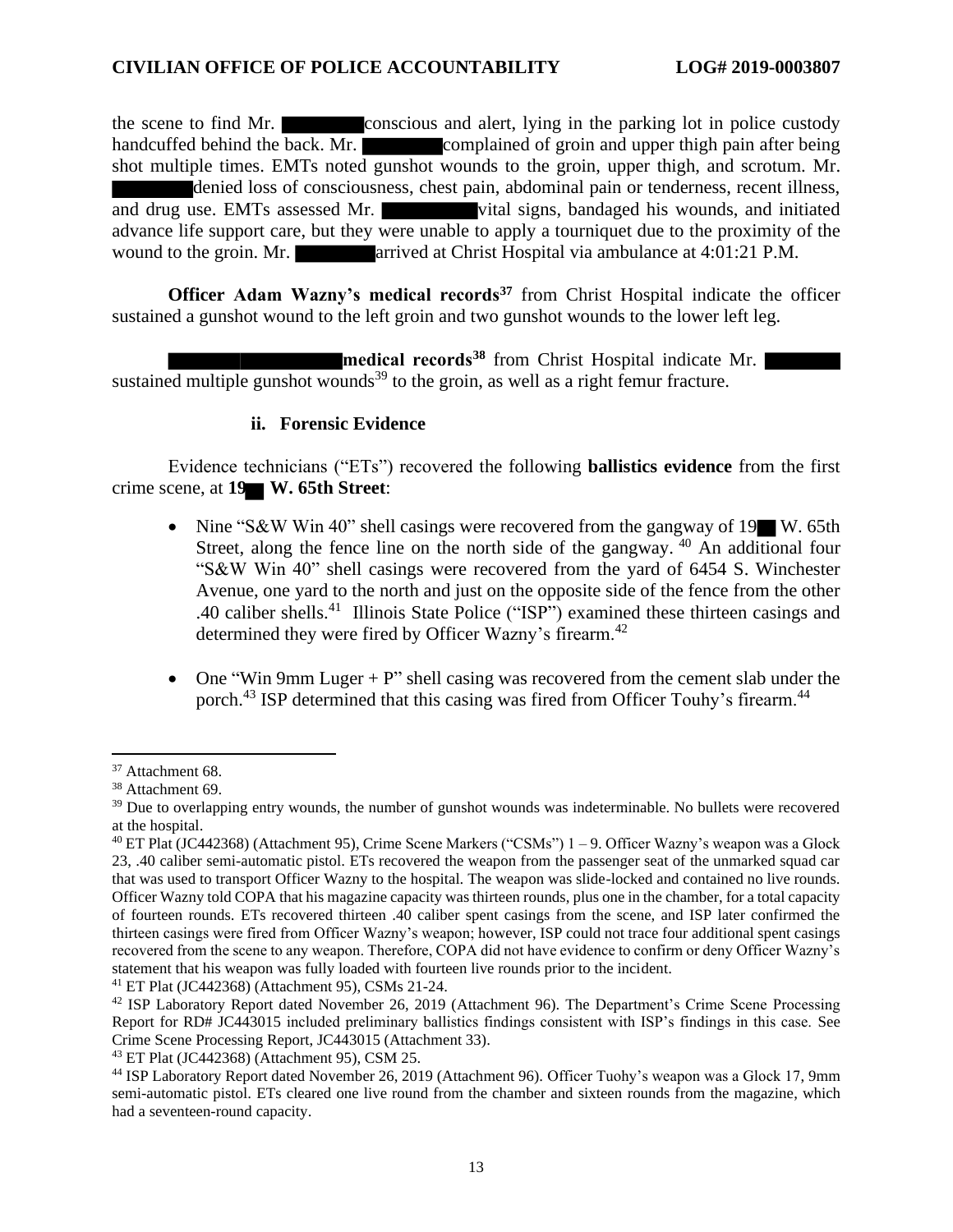the scene to find Mr. ████████ conscious and alert, lying in the parking lot in police custody handcuffed behind the back. Mr. ████████ complained of groin and upper thigh pain after being shot multiple times. EMTs noted gunshot wounds to the groin, upper thigh, and scrotum. Mr. ████████ denied loss of consciousness, chest pain, abdominal pain or tenderness, recent illness, and drug use. EMTs assessed Mr. ████████ vital signs, bandaged his wounds, and initiated advance life support care, but they were unable to apply a tourniquet due to the proximity of the wound to the groin. Mr. ████████ arrived at Christ Hospital via ambulance at 4:01:21 P.M.

**Officer Adam Wazny's medical records**[37] from Christ Hospital indicate the officer sustained a gunshot wound to the left groin and two gunshot wounds to the lower left leg.

████████ ██████████ **medical records**[38] from Christ Hospital indicate Mr. ████████ sustained multiple gunshot wounds[39] to the groin, as well as a right femur fracture.

### ii. Forensic Evidence

Evidence technicians ("ETs") recovered the following **ballistics evidence** from the first crime scene, at **19██ W. 65th Street**:

- Nine "S&W Win 40" shell casings were recovered from the gangway of 19██ W. 65th Street, along the fence line on the north side of the gangway. [40] An additional four "S&W Win 40" shell casings were recovered from the yard of 6454 S. Winchester Avenue, one yard to the north and just on the opposite side of the fence from the other .40 caliber shells.[41] Illinois State Police ("ISP") examined these thirteen casings and determined they were fired by Officer Wazny's firearm.[42]

- One "Win 9mm Luger + P" shell casing was recovered from the cement slab under the porch.[43] ISP determined that this casing was fired from Officer Touhy's firearm.[44]

---

[37] Attachment 68.

[38] Attachment 69.

[39] Due to overlapping entry wounds, the number of gunshot wounds was indeterminable. No bullets were recovered at the hospital.

[40] ET Plat (JC442368) (Attachment 95), Crime Scene Markers ("CSMs") 1 – 9. Officer Wazny's weapon was a Glock 23, .40 caliber semi-automatic pistol. ETs recovered the weapon from the passenger seat of the unmarked squad car that was used to transport Officer Wazny to the hospital. The weapon was slide-locked and contained no live rounds. Officer Wazny told COPA that his magazine capacity was thirteen rounds, plus one in the chamber, for a total capacity of fourteen rounds. ETs recovered thirteen .40 caliber spent casings from the scene, and ISP later confirmed the thirteen casings were fired from Officer Wazny's weapon; however, ISP could not trace four additional spent casings recovered from the scene to any weapon. Therefore, COPA did not have evidence to confirm or deny Officer Wazny's statement that his weapon was fully loaded with fourteen live rounds prior to the incident.

[41] ET Plat (JC442368) (Attachment 95), CSMs 21-24.

[42] ISP Laboratory Report dated November 26, 2019 (Attachment 96). The Department's Crime Scene Processing Report for RD# JC443015 included preliminary ballistics findings consistent with ISP's findings in this case. See Crime Scene Processing Report, JC443015 (Attachment 33).

[43] ET Plat (JC442368) (Attachment 95), CSM 25.

[44] ISP Laboratory Report dated November 26, 2019 (Attachment 96). Officer Tuohy's weapon was a Glock 17, 9mm semi-automatic pistol. ETs cleared one live round from the chamber and sixteen rounds from the magazine, which had a seventeen-round capacity.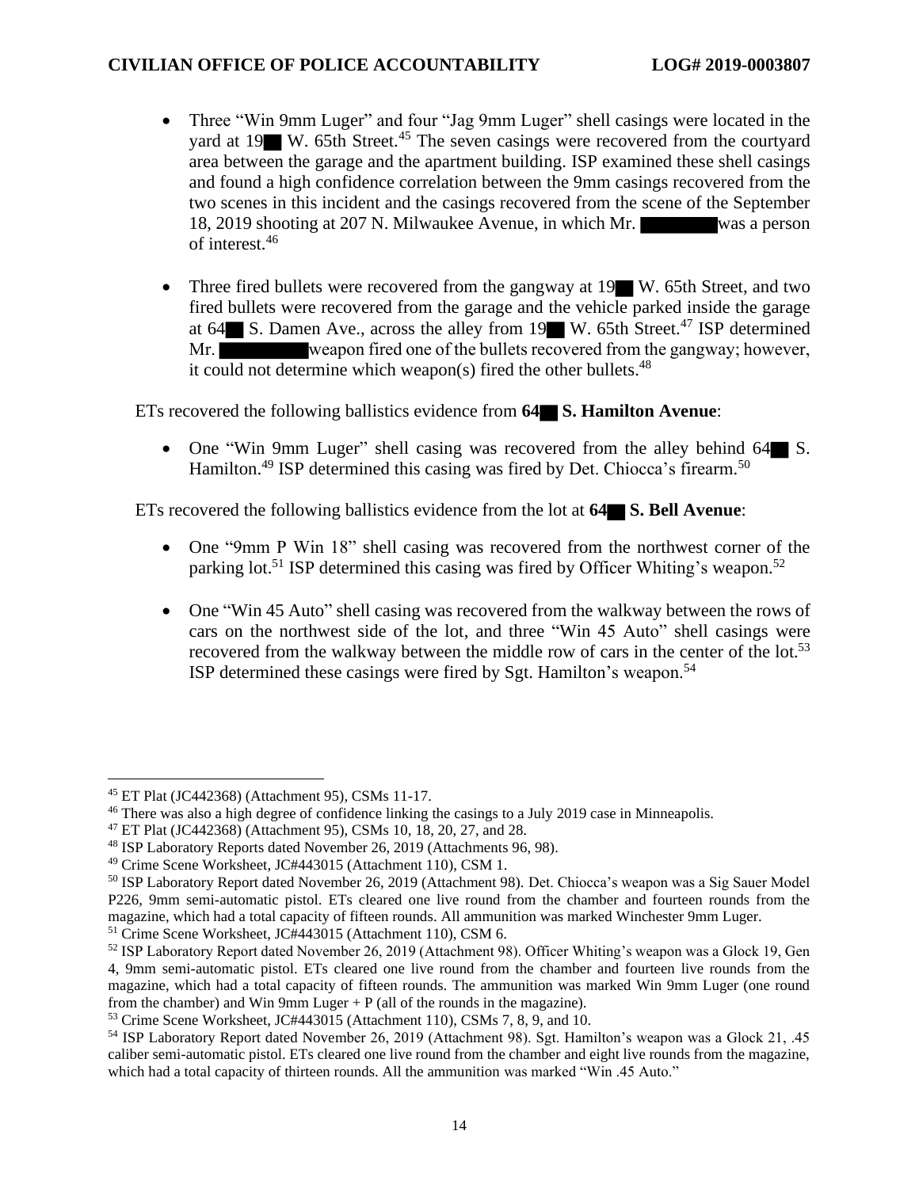- Three "Win 9mm Luger" and four "Jag 9mm Luger" shell casings were located in the yard at 19█ W. 65th Street.[45] The seven casings were recovered from the courtyard area between the garage and the apartment building. ISP examined these shell casings and found a high confidence correlation between the 9mm casings recovered from the two scenes in this incident and the casings recovered from the scene of the September 18, 2019 shooting at 207 N. Milwaukee Avenue, in which Mr. █████ was a person of interest.[46]

- Three fired bullets were recovered from the gangway at 19█ W. 65th Street, and two fired bullets were recovered from the garage and the vehicle parked inside the garage at 64█ S. Damen Ave., across the alley from 19█ W. 65th Street.[47] ISP determined Mr. █████ weapon fired one of the bullets recovered from the gangway; however, it could not determine which weapon(s) fired the other bullets.[48]

ETs recovered the following ballistics evidence from **64█ S. Hamilton Avenue**:

- One "Win 9mm Luger" shell casing was recovered from the alley behind 64█ S. Hamilton.[49] ISP determined this casing was fired by Det. Chiocca's firearm.[50]

ETs recovered the following ballistics evidence from the lot at **64█ S. Bell Avenue**:

- One "9mm P Win 18" shell casing was recovered from the northwest corner of the parking lot.[51] ISP determined this casing was fired by Officer Whiting's weapon.[52]

- One "Win 45 Auto" shell casing was recovered from the walkway between the rows of cars on the northwest side of the lot, and three "Win 45 Auto" shell casings were recovered from the walkway between the middle row of cars in the center of the lot.[53] ISP determined these casings were fired by Sgt. Hamilton's weapon.[54]

---

[45] ET Plat (JC442368) (Attachment 95), CSMs 11-17.

[46] There was also a high degree of confidence linking the casings to a July 2019 case in Minneapolis.

[47] ET Plat (JC442368) (Attachment 95), CSMs 10, 18, 20, 27, and 28.

[48] ISP Laboratory Reports dated November 26, 2019 (Attachments 96, 98).

[49] Crime Scene Worksheet, JC#443015 (Attachment 110), CSM 1.

[50] ISP Laboratory Report dated November 26, 2019 (Attachment 98). Det. Chiocca's weapon was a Sig Sauer Model P226, 9mm semi-automatic pistol. ETs cleared one live round from the chamber and fourteen rounds from the magazine, which had a total capacity of fifteen rounds. All ammunition was marked Winchester 9mm Luger.

[51] Crime Scene Worksheet, JC#443015 (Attachment 110), CSM 6.

[52] ISP Laboratory Report dated November 26, 2019 (Attachment 98). Officer Whiting's weapon was a Glock 19, Gen 4, 9mm semi-automatic pistol. ETs cleared one live round from the chamber and fourteen live rounds from the magazine, which had a total capacity of fifteen rounds. The ammunition was marked Win 9mm Luger (one round from the chamber) and Win 9mm Luger + P (all of the rounds in the magazine).

[53] Crime Scene Worksheet, JC#443015 (Attachment 110), CSMs 7, 8, 9, and 10.

[54] ISP Laboratory Report dated November 26, 2019 (Attachment 98). Sgt. Hamilton's weapon was a Glock 21, .45 caliber semi-automatic pistol. ETs cleared one live round from the chamber and eight live rounds from the magazine, which had a total capacity of thirteen rounds. All the ammunition was marked "Win .45 Auto."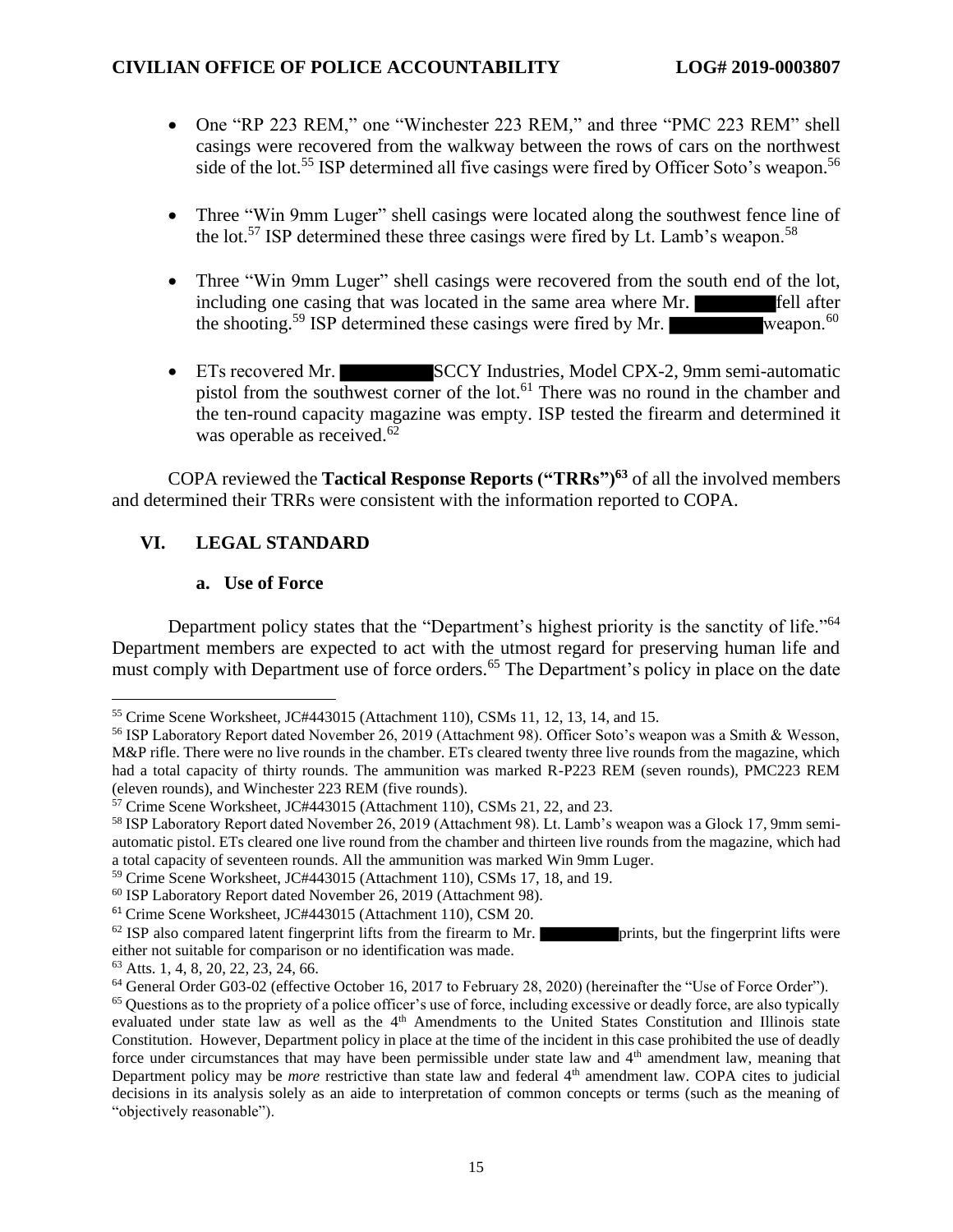- One "RP 223 REM," one "Winchester 223 REM," and three "PMC 223 REM" shell casings were recovered from the walkway between the rows of cars on the northwest side of the lot.[55] ISP determined all five casings were fired by Officer Soto's weapon.[56]

- Three "Win 9mm Luger" shell casings were located along the southwest fence line of the lot.[57] ISP determined these three casings were fired by Lt. Lamb's weapon.[58]

- Three "Win 9mm Luger" shell casings were recovered from the south end of the lot, including one casing that was located in the same area where Mr. ████████ fell after the shooting.[59] ISP determined these casings were fired by Mr. ████████ weapon.[60]

- ETs recovered Mr. ████████ SCCY Industries, Model CPX-2, 9mm semi-automatic pistol from the southwest corner of the lot.[61] There was no round in the chamber and the ten-round capacity magazine was empty. ISP tested the firearm and determined it was operable as received.[62]

COPA reviewed the **Tactical Response Reports ("TRRs")[63]** of all the involved members and determined their TRRs were consistent with the information reported to COPA.

## VI. LEGAL STANDARD

### a. Use of Force

Department policy states that the "Department's highest priority is the sanctity of life."[64] Department members are expected to act with the utmost regard for preserving human life and must comply with Department use of force orders.[65] The Department's policy in place on the date

---

[55] Crime Scene Worksheet, JC#443015 (Attachment 110), CSMs 11, 12, 13, 14, and 15.

[56] ISP Laboratory Report dated November 26, 2019 (Attachment 98). Officer Soto's weapon was a Smith & Wesson, M&P rifle. There were no live rounds in the chamber. ETs cleared twenty three live rounds from the magazine, which had a total capacity of thirty rounds. The ammunition was marked R-P223 REM (seven rounds), PMC223 REM (eleven rounds), and Winchester 223 REM (five rounds).

[57] Crime Scene Worksheet, JC#443015 (Attachment 110), CSMs 21, 22, and 23.

[58] ISP Laboratory Report dated November 26, 2019 (Attachment 98). Lt. Lamb's weapon was a Glock 17, 9mm semi-automatic pistol. ETs cleared one live round from the chamber and thirteen live rounds from the magazine, which had a total capacity of seventeen rounds. All the ammunition was marked Win 9mm Luger.

[59] Crime Scene Worksheet, JC#443015 (Attachment 110), CSMs 17, 18, and 19.

[60] ISP Laboratory Report dated November 26, 2019 (Attachment 98).

[61] Crime Scene Worksheet, JC#443015 (Attachment 110), CSM 20.

[62] ISP also compared latent fingerprint lifts from the firearm to Mr. ████████ prints, but the fingerprint lifts were either not suitable for comparison or no identification was made.

[63] Atts. 1, 4, 8, 20, 22, 23, 24, 66.

[64] General Order G03-02 (effective October 16, 2017 to February 28, 2020) (hereinafter the "Use of Force Order").

[65] Questions as to the propriety of a police officer's use of force, including excessive or deadly force, are also typically evaluated under state law as well as the 4th Amendments to the United States Constitution and Illinois state Constitution. However, Department policy in place at the time of the incident in this case prohibited the use of deadly force under circumstances that may have been permissible under state law and 4th amendment law, meaning that Department policy may be *more* restrictive than state law and federal 4th amendment law. COPA cites to judicial decisions in its analysis solely as an aide to interpretation of common concepts or terms (such as the meaning of "objectively reasonable").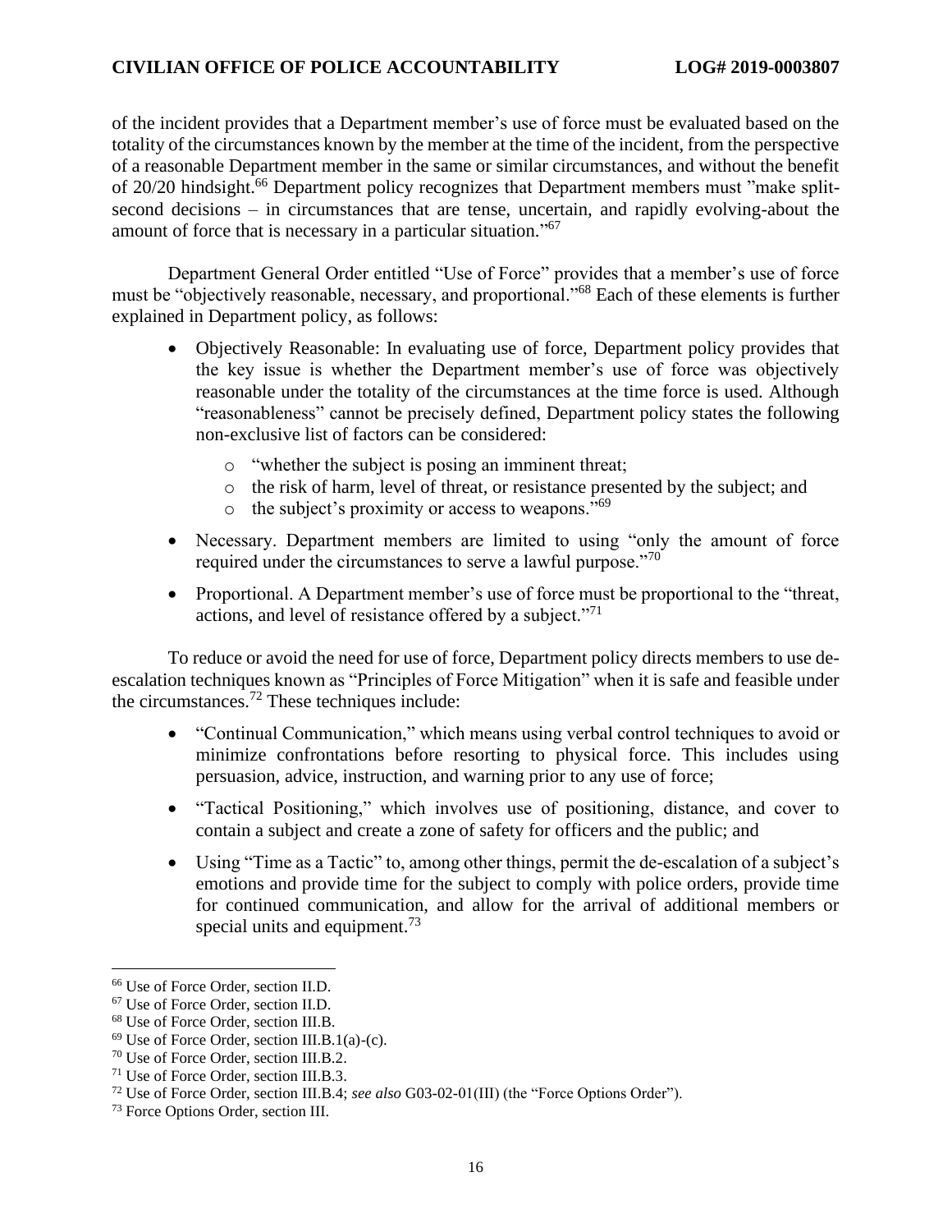of the incident provides that a Department member's use of force must be evaluated based on the totality of the circumstances known by the member at the time of the incident, from the perspective of a reasonable Department member in the same or similar circumstances, and without the benefit of 20/20 hindsight.[66] Department policy recognizes that Department members must "make split-second decisions – in circumstances that are tense, uncertain, and rapidly evolving-about the amount of force that is necessary in a particular situation."[67]

Department General Order entitled "Use of Force" provides that a member's use of force must be "objectively reasonable, necessary, and proportional."[68] Each of these elements is further explained in Department policy, as follows:

- Objectively Reasonable: In evaluating use of force, Department policy provides that the key issue is whether the Department member's use of force was objectively reasonable under the totality of the circumstances at the time force is used. Although "reasonableness" cannot be precisely defined, Department policy states the following non-exclusive list of factors can be considered:
  - "whether the subject is posing an imminent threat;
  - the risk of harm, level of threat, or resistance presented by the subject; and
  - the subject's proximity or access to weapons."[69]
- Necessary. Department members are limited to using "only the amount of force required under the circumstances to serve a lawful purpose."[70]
- Proportional. A Department member's use of force must be proportional to the "threat, actions, and level of resistance offered by a subject."[71]

To reduce or avoid the need for use of force, Department policy directs members to use de-escalation techniques known as "Principles of Force Mitigation" when it is safe and feasible under the circumstances.[72] These techniques include:

- "Continual Communication," which means using verbal control techniques to avoid or minimize confrontations before resorting to physical force. This includes using persuasion, advice, instruction, and warning prior to any use of force;
- "Tactical Positioning," which involves use of positioning, distance, and cover to contain a subject and create a zone of safety for officers and the public; and
- Using "Time as a Tactic" to, among other things, permit the de-escalation of a subject's emotions and provide time for the subject to comply with police orders, provide time for continued communication, and allow for the arrival of additional members or special units and equipment.[73]

---

[66] Use of Force Order, section II.D.

[67] Use of Force Order, section II.D.

[68] Use of Force Order, section III.B.

[69] Use of Force Order, section III.B.1(a)-(c).

[70] Use of Force Order, section III.B.2.

[71] Use of Force Order, section III.B.3.

[72] Use of Force Order, section III.B.4; *see also* G03-02-01(III) (the "Force Options Order").

[73] Force Options Order, section III.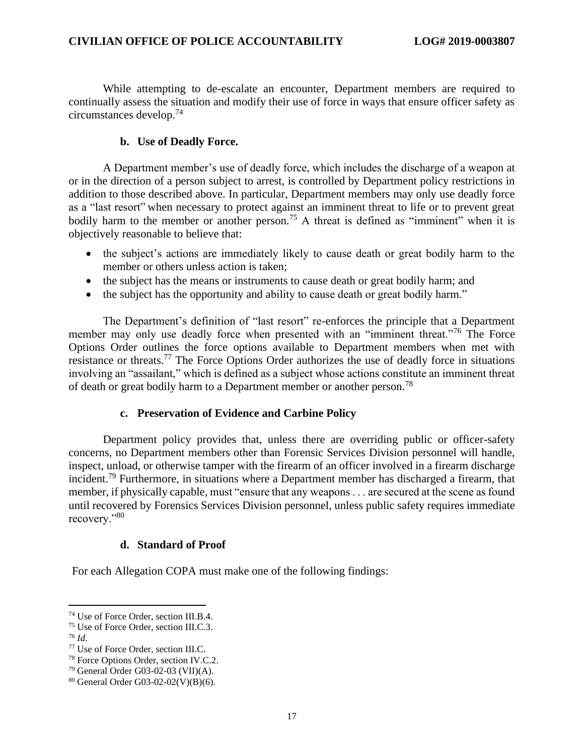While attempting to de-escalate an encounter, Department members are required to continually assess the situation and modify their use of force in ways that ensure officer safety as circumstances develop.[74]

### b. Use of Deadly Force.

A Department member's use of deadly force, which includes the discharge of a weapon at or in the direction of a person subject to arrest, is controlled by Department policy restrictions in addition to those described above. In particular, Department members may only use deadly force as a "last resort" when necessary to protect against an imminent threat to life or to prevent great bodily harm to the member or another person.[75] A threat is defined as "imminent" when it is objectively reasonable to believe that:

- the subject's actions are immediately likely to cause death or great bodily harm to the member or others unless action is taken;
- the subject has the means or instruments to cause death or great bodily harm; and
- the subject has the opportunity and ability to cause death or great bodily harm."

The Department's definition of "last resort" re-enforces the principle that a Department member may only use deadly force when presented with an "imminent threat."[76] The Force Options Order outlines the force options available to Department members when met with resistance or threats.[77] The Force Options Order authorizes the use of deadly force in situations involving an "assailant," which is defined as a subject whose actions constitute an imminent threat of death or great bodily harm to a Department member or another person.[78]

### c. Preservation of Evidence and Carbine Policy

Department policy provides that, unless there are overriding public or officer-safety concerns, no Department members other than Forensic Services Division personnel will handle, inspect, unload, or otherwise tamper with the firearm of an officer involved in a firearm discharge incident.[79] Furthermore, in situations where a Department member has discharged a firearm, that member, if physically capable, must "ensure that any weapons . . . are secured at the scene as found until recovered by Forensics Services Division personnel, unless public safety requires immediate recovery."[80]

### d. Standard of Proof

For each Allegation COPA must make one of the following findings:

---

[74] Use of Force Order, section III.B.4.

[75] Use of Force Order, section III.C.3.

[76] *Id.*

[77] Use of Force Order, section III.C.

[78] Force Options Order, section IV.C.2.

[79] General Order G03-02-03 (VII)(A).

[80] General Order G03-02-02(V)(B)(6).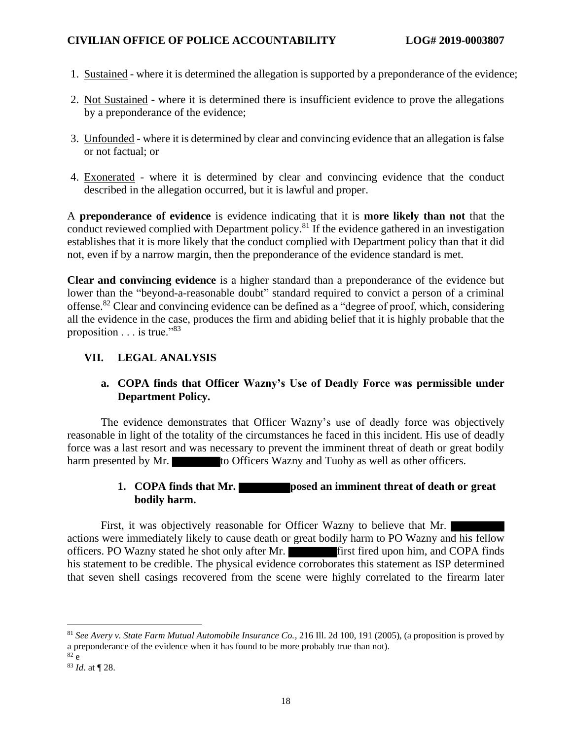1. Sustained - where it is determined the allegation is supported by a preponderance of the evidence;

2. Not Sustained - where it is determined there is insufficient evidence to prove the allegations by a preponderance of the evidence;

3. Unfounded - where it is determined by clear and convincing evidence that an allegation is false or not factual; or

4. Exonerated - where it is determined by clear and convincing evidence that the conduct described in the allegation occurred, but it is lawful and proper.

A **preponderance of evidence** is evidence indicating that it is **more likely than not** that the conduct reviewed complied with Department policy.[81] If the evidence gathered in an investigation establishes that it is more likely that the conduct complied with Department policy than that it did not, even if by a narrow margin, then the preponderance of the evidence standard is met.

**Clear and convincing evidence** is a higher standard than a preponderance of the evidence but lower than the "beyond-a-reasonable doubt" standard required to convict a person of a criminal offense.[82] Clear and convincing evidence can be defined as a "degree of proof, which, considering all the evidence in the case, produces the firm and abiding belief that it is highly probable that the proposition . . . is true."[83]

## VII. LEGAL ANALYSIS

### a. COPA finds that Officer Wazny's Use of Deadly Force was permissible under Department Policy.

The evidence demonstrates that Officer Wazny's use of deadly force was objectively reasonable in light of the totality of the circumstances he faced in this incident. His use of deadly force was a last resort and was necessary to prevent the imminent threat of death or great bodily harm presented by Mr. ███████ to Officers Wazny and Tuohy as well as other officers.

#### 1. COPA finds that Mr. ███████ posed an imminent threat of death or great bodily harm.

First, it was objectively reasonable for Officer Wazny to believe that Mr. ███████ actions were immediately likely to cause death or great bodily harm to PO Wazny and his fellow officers. PO Wazny stated he shot only after Mr. ███████ first fired upon him, and COPA finds his statement to be credible. The physical evidence corroborates this statement as ISP determined that seven shell casings recovered from the scene were highly correlated to the firearm later

---

[81] *See Avery v. State Farm Mutual Automobile Insurance Co.*, 216 Ill. 2d 100, 191 (2005), (a proposition is proved by a preponderance of the evidence when it has found to be more probably true than not).

[82] e

[83] *Id*. at ¶ 28.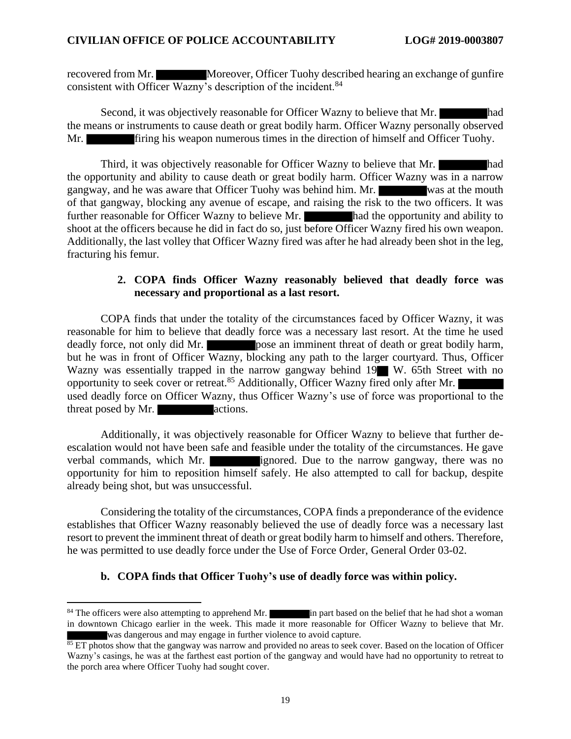recovered from Mr. ████████ Moreover, Officer Tuohy described hearing an exchange of gunfire consistent with Officer Wazny's description of the incident.[84]

Second, it was objectively reasonable for Officer Wazny to believe that Mr. ████████ had the means or instruments to cause death or great bodily harm. Officer Wazny personally observed Mr. ████████ firing his weapon numerous times in the direction of himself and Officer Tuohy.

Third, it was objectively reasonable for Officer Wazny to believe that Mr. ████████ had the opportunity and ability to cause death or great bodily harm. Officer Wazny was in a narrow gangway, and he was aware that Officer Tuohy was behind him. Mr. ████████ was at the mouth of that gangway, blocking any avenue of escape, and raising the risk to the two officers. It was further reasonable for Officer Wazny to believe Mr. ████████ had the opportunity and ability to shoot at the officers because he did in fact do so, just before Officer Wazny fired his own weapon. Additionally, the last volley that Officer Wazny fired was after he had already been shot in the leg, fracturing his femur.

**2. COPA finds Officer Wazny reasonably believed that deadly force was necessary and proportional as a last resort.**

COPA finds that under the totality of the circumstances faced by Officer Wazny, it was reasonable for him to believe that deadly force was a necessary last resort. At the time he used deadly force, not only did Mr. ████████ pose an imminent threat of death or great bodily harm, but he was in front of Officer Wazny, blocking any path to the larger courtyard. Thus, Officer Wazny was essentially trapped in the narrow gangway behind 19██ W. 65th Street with no opportunity to seek cover or retreat.[85] Additionally, Officer Wazny fired only after Mr. ████████ used deadly force on Officer Wazny, thus Officer Wazny's use of force was proportional to the threat posed by Mr. ████████ actions.

Additionally, it was objectively reasonable for Officer Wazny to believe that further de-escalation would not have been safe and feasible under the totality of the circumstances. He gave verbal commands, which Mr. ████████ ignored. Due to the narrow gangway, there was no opportunity for him to reposition himself safely. He also attempted to call for backup, despite already being shot, but was unsuccessful.

Considering the totality of the circumstances, COPA finds a preponderance of the evidence establishes that Officer Wazny reasonably believed the use of deadly force was a necessary last resort to prevent the imminent threat of death or great bodily harm to himself and others. Therefore, he was permitted to use deadly force under the Use of Force Order, General Order 03-02.

### b. COPA finds that Officer Tuohy's use of deadly force was within policy.

---

[84] The officers were also attempting to apprehend Mr. ████████ in part based on the belief that he had shot a woman in downtown Chicago earlier in the week. This made it more reasonable for Officer Wazny to believe that Mr. ████████ was dangerous and may engage in further violence to avoid capture.

[85] ET photos show that the gangway was narrow and provided no areas to seek cover. Based on the location of Officer Wazny's casings, he was at the farthest east portion of the gangway and would have had no opportunity to retreat to the porch area where Officer Tuohy had sought cover.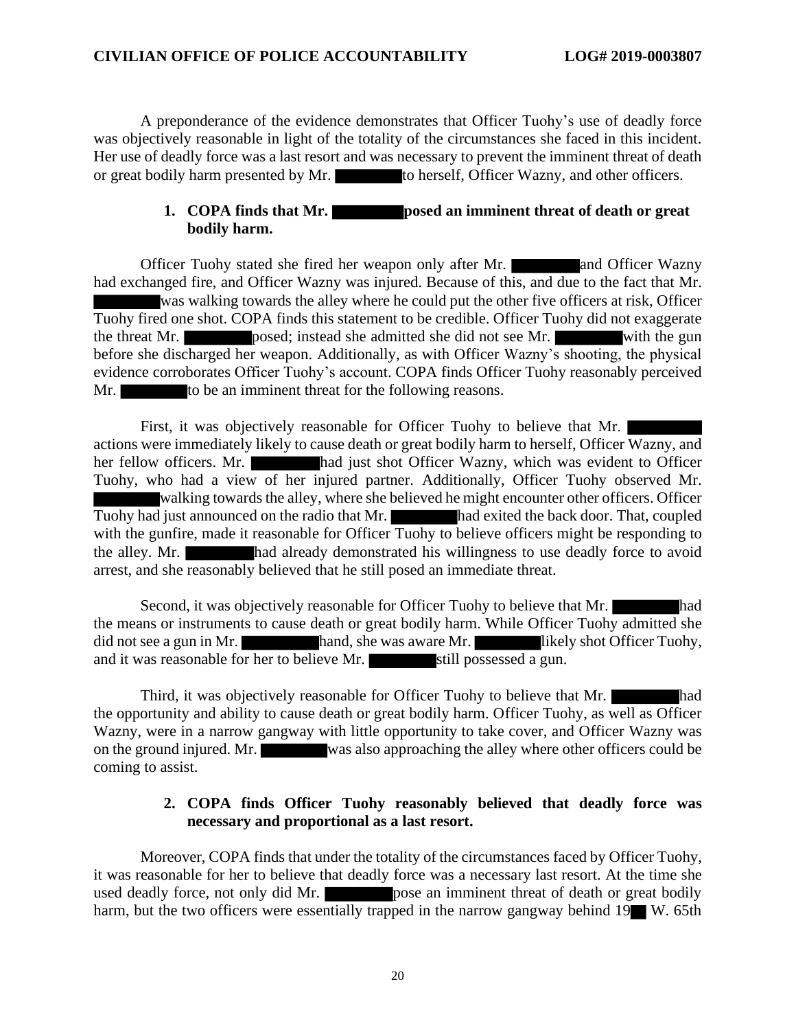A preponderance of the evidence demonstrates that Officer Tuohy's use of deadly force was objectively reasonable in light of the totality of the circumstances she faced in this incident. Her use of deadly force was a last resort and was necessary to prevent the imminent threat of death or great bodily harm presented by Mr. ████████ to herself, Officer Wazny, and other officers.

**1. COPA finds that Mr. ████████ posed an imminent threat of death or great bodily harm.**

Officer Tuohy stated she fired her weapon only after Mr. ████████ and Officer Wazny had exchanged fire, and Officer Wazny was injured. Because of this, and due to the fact that Mr. ████████ was walking towards the alley where he could put the other five officers at risk, Officer Tuohy fired one shot. COPA finds this statement to be credible. Officer Tuohy did not exaggerate the threat Mr. ████████ posed; instead she admitted she did not see Mr. ████████ with the gun before she discharged her weapon. Additionally, as with Officer Wazny's shooting, the physical evidence corroborates Officer Tuohy's account. COPA finds Officer Tuohy reasonably perceived Mr. ████████ to be an imminent threat for the following reasons.

First, it was objectively reasonable for Officer Tuohy to believe that Mr. ████████ actions were immediately likely to cause death or great bodily harm to herself, Officer Wazny, and her fellow officers. Mr. ████████ had just shot Officer Wazny, which was evident to Officer Tuohy, who had a view of her injured partner. Additionally, Officer Tuohy observed Mr. ████████ walking towards the alley, where she believed he might encounter other officers. Officer Tuohy had just announced on the radio that Mr. ████████ had exited the back door. That, coupled with the gunfire, made it reasonable for Officer Tuohy to believe officers might be responding to the alley. Mr. ████████ had already demonstrated his willingness to use deadly force to avoid arrest, and she reasonably believed that he still posed an immediate threat.

Second, it was objectively reasonable for Officer Tuohy to believe that Mr. ████████ had the means or instruments to cause death or great bodily harm. While Officer Tuohy admitted she did not see a gun in Mr. ████████ hand, she was aware Mr. ████████ likely shot Officer Tuohy, and it was reasonable for her to believe Mr. ████████ still possessed a gun.

Third, it was objectively reasonable for Officer Tuohy to believe that Mr. ████████ had the opportunity and ability to cause death or great bodily harm. Officer Tuohy, as well as Officer Wazny, were in a narrow gangway with little opportunity to take cover, and Officer Wazny was on the ground injured. Mr. ████████ was also approaching the alley where other officers could be coming to assist.

**2. COPA finds Officer Tuohy reasonably believed that deadly force was necessary and proportional as a last resort.**

Moreover, COPA finds that under the totality of the circumstances faced by Officer Tuohy, it was reasonable for her to believe that deadly force was a necessary last resort. At the time she used deadly force, not only did Mr. ████████ pose an imminent threat of death or great bodily harm, but the two officers were essentially trapped in the narrow gangway behind 19██ W. 65th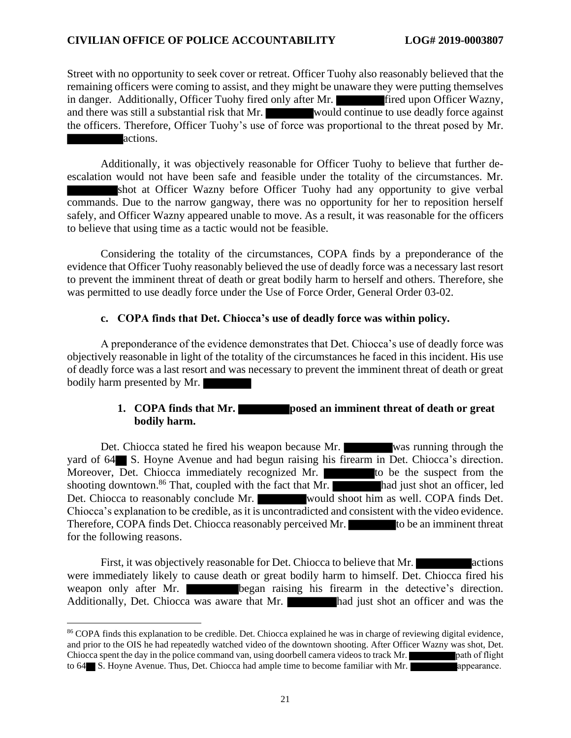Street with no opportunity to seek cover or retreat. Officer Tuohy also reasonably believed that the remaining officers were coming to assist, and they might be unaware they were putting themselves in danger. Additionally, Officer Tuohy fired only after Mr. ██████ fired upon Officer Wazny, and there was still a substantial risk that Mr. ██████ would continue to use deadly force against the officers. Therefore, Officer Tuohy's use of force was proportional to the threat posed by Mr. ██████ actions.

Additionally, it was objectively reasonable for Officer Tuohy to believe that further de-escalation would not have been safe and feasible under the totality of the circumstances. Mr. ██████ shot at Officer Wazny before Officer Tuohy had any opportunity to give verbal commands. Due to the narrow gangway, there was no opportunity for her to reposition herself safely, and Officer Wazny appeared unable to move. As a result, it was reasonable for the officers to believe that using time as a tactic would not be feasible.

Considering the totality of the circumstances, COPA finds by a preponderance of the evidence that Officer Tuohy reasonably believed the use of deadly force was a necessary last resort to prevent the imminent threat of death or great bodily harm to herself and others. Therefore, she was permitted to use deadly force under the Use of Force Order, General Order 03-02.

### c. COPA finds that Det. Chiocca's use of deadly force was within policy.

A preponderance of the evidence demonstrates that Det. Chiocca's use of deadly force was objectively reasonable in light of the totality of the circumstances he faced in this incident. His use of deadly force was a last resort and was necessary to prevent the imminent threat of death or great bodily harm presented by Mr. ██████

#### 1. COPA finds that Mr. ██████ posed an imminent threat of death or great bodily harm.

Det. Chiocca stated he fired his weapon because Mr. ██████ was running through the yard of 64██ S. Hoyne Avenue and had begun raising his firearm in Det. Chiocca's direction. Moreover, Det. Chiocca immediately recognized Mr. ██████ to be the suspect from the shooting downtown.[86] That, coupled with the fact that Mr. ██████ had just shot an officer, led Det. Chiocca to reasonably conclude Mr. ██████ would shoot him as well. COPA finds Det. Chiocca's explanation to be credible, as it is uncontradicted and consistent with the video evidence. Therefore, COPA finds Det. Chiocca reasonably perceived Mr. ██████ to be an imminent threat for the following reasons.

First, it was objectively reasonable for Det. Chiocca to believe that Mr. ██████ actions were immediately likely to cause death or great bodily harm to himself. Det. Chiocca fired his weapon only after Mr. ██████ began raising his firearm in the detective's direction. Additionally, Det. Chiocca was aware that Mr. ██████ had just shot an officer and was the

---

[86] COPA finds this explanation to be credible. Det. Chiocca explained he was in charge of reviewing digital evidence, and prior to the OIS he had repeatedly watched video of the downtown shooting. After Officer Wazny was shot, Det. Chiocca spent the day in the police command van, using doorbell camera videos to track Mr. ██████ path of flight to 64██ S. Hoyne Avenue. Thus, Det. Chiocca had ample time to become familiar with Mr. ██████ appearance.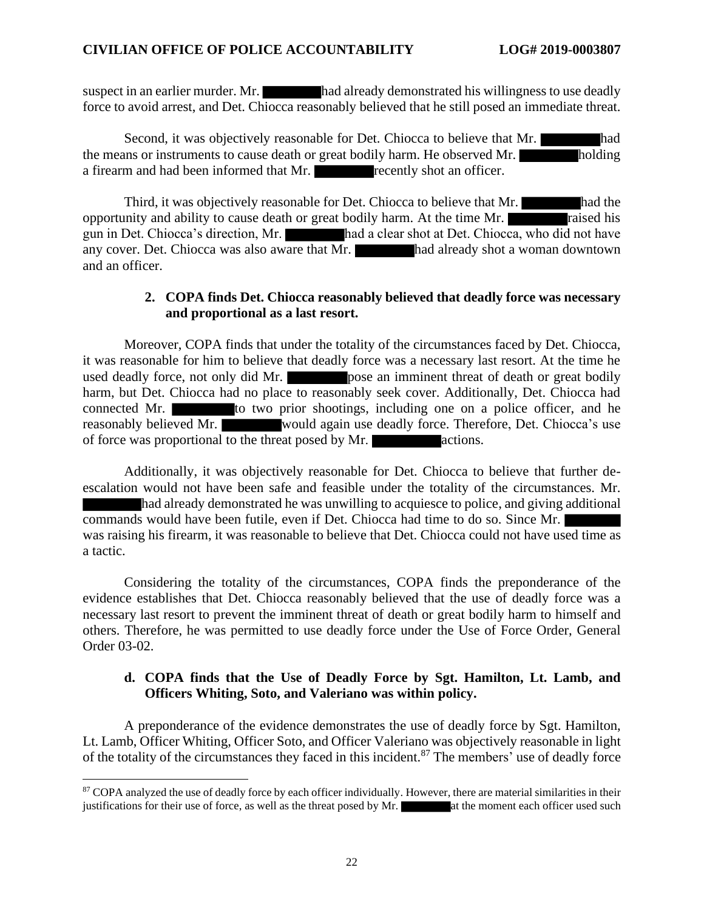suspect in an earlier murder. Mr. ████████ had already demonstrated his willingness to use deadly force to avoid arrest, and Det. Chiocca reasonably believed that he still posed an immediate threat.

Second, it was objectively reasonable for Det. Chiocca to believe that Mr. ████████ had the means or instruments to cause death or great bodily harm. He observed Mr. ████████ holding a firearm and had been informed that Mr. ████████ recently shot an officer.

Third, it was objectively reasonable for Det. Chiocca to believe that Mr. ████████ had the opportunity and ability to cause death or great bodily harm. At the time Mr. ████████ raised his gun in Det. Chiocca's direction, Mr. ████████ had a clear shot at Det. Chiocca, who did not have any cover. Det. Chiocca was also aware that Mr. ████████ had already shot a woman downtown and an officer.

**2. COPA finds Det. Chiocca reasonably believed that deadly force was necessary and proportional as a last resort.**

Moreover, COPA finds that under the totality of the circumstances faced by Det. Chiocca, it was reasonable for him to believe that deadly force was a necessary last resort. At the time he used deadly force, not only did Mr. ████████ pose an imminent threat of death or great bodily harm, but Det. Chiocca had no place to reasonably seek cover. Additionally, Det. Chiocca had connected Mr. ████████ to two prior shootings, including one on a police officer, and he reasonably believed Mr. ████████ would again use deadly force. Therefore, Det. Chiocca's use of force was proportional to the threat posed by Mr. ████████ actions.

Additionally, it was objectively reasonable for Det. Chiocca to believe that further de-escalation would not have been safe and feasible under the totality of the circumstances. Mr. ████████ had already demonstrated he was unwilling to acquiesce to police, and giving additional commands would have been futile, even if Det. Chiocca had time to do so. Since Mr. ████████ was raising his firearm, it was reasonable to believe that Det. Chiocca could not have used time as a tactic.

Considering the totality of the circumstances, COPA finds the preponderance of the evidence establishes that Det. Chiocca reasonably believed that the use of deadly force was a necessary last resort to prevent the imminent threat of death or great bodily harm to himself and others. Therefore, he was permitted to use deadly force under the Use of Force Order, General Order 03-02.

### d. COPA finds that the Use of Deadly Force by Sgt. Hamilton, Lt. Lamb, and Officers Whiting, Soto, and Valeriano was within policy.

A preponderance of the evidence demonstrates the use of deadly force by Sgt. Hamilton, Lt. Lamb, Officer Whiting, Officer Soto, and Officer Valeriano was objectively reasonable in light of the totality of the circumstances they faced in this incident.[87] The members' use of deadly force

[87] COPA analyzed the use of deadly force by each officer individually. However, there are material similarities in their justifications for their use of force, as well as the threat posed by Mr. ████████ at the moment each officer used such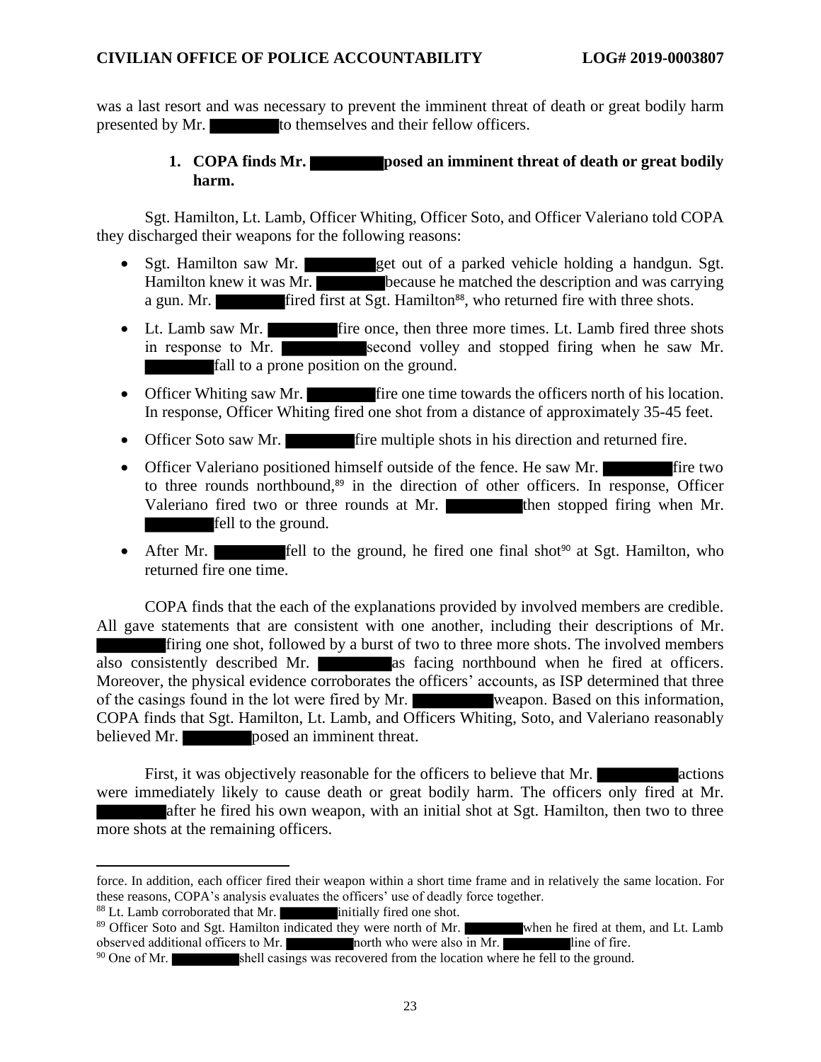was a last resort and was necessary to prevent the imminent threat of death or great bodily harm presented by Mr. ████ to themselves and their fellow officers.

### 1. COPA finds Mr. ████ posed an imminent threat of death or great bodily harm.

Sgt. Hamilton, Lt. Lamb, Officer Whiting, Officer Soto, and Officer Valeriano told COPA they discharged their weapons for the following reasons:

- Sgt. Hamilton saw Mr. ████ get out of a parked vehicle holding a handgun. Sgt. Hamilton knew it was Mr. ████ because he matched the description and was carrying a gun. Mr. ████ fired first at Sgt. Hamilton[88], who returned fire with three shots.
- Lt. Lamb saw Mr. ████ fire once, then three more times. Lt. Lamb fired three shots in response to Mr. ████ second volley and stopped firing when he saw Mr. ████ fall to a prone position on the ground.
- Officer Whiting saw Mr. ████ fire one time towards the officers north of his location. In response, Officer Whiting fired one shot from a distance of approximately 35-45 feet.
- Officer Soto saw Mr. ████ fire multiple shots in his direction and returned fire.
- Officer Valeriano positioned himself outside of the fence. He saw Mr. ████ fire two to three rounds northbound,[89] in the direction of other officers. In response, Officer Valeriano fired two or three rounds at Mr. ████ then stopped firing when Mr. ████ fell to the ground.
- After Mr. ████ fell to the ground, he fired one final shot[90] at Sgt. Hamilton, who returned fire one time.

COPA finds that the each of the explanations provided by involved members are credible. All gave statements that are consistent with one another, including their descriptions of Mr. ████ firing one shot, followed by a burst of two to three more shots. The involved members also consistently described Mr. ████ as facing northbound when he fired at officers. Moreover, the physical evidence corroborates the officers' accounts, as ISP determined that three of the casings found in the lot were fired by Mr. ████ weapon. Based on this information, COPA finds that Sgt. Hamilton, Lt. Lamb, and Officers Whiting, Soto, and Valeriano reasonably believed Mr. ████ posed an imminent threat.

First, it was objectively reasonable for the officers to believe that Mr. ████ actions were immediately likely to cause death or great bodily harm. The officers only fired at Mr. ████ after he fired his own weapon, with an initial shot at Sgt. Hamilton, then two to three more shots at the remaining officers.

---

force. In addition, each officer fired their weapon within a short time frame and in relatively the same location. For these reasons, COPA's analysis evaluates the officers' use of deadly force together.

[88] Lt. Lamb corroborated that Mr. ████ initially fired one shot.

[89] Officer Soto and Sgt. Hamilton indicated they were north of Mr. ████ when he fired at them, and Lt. Lamb observed additional officers to Mr. ████ north who were also in Mr. ████ line of fire.

[90] One of Mr. ████ shell casings was recovered from the location where he fell to the ground.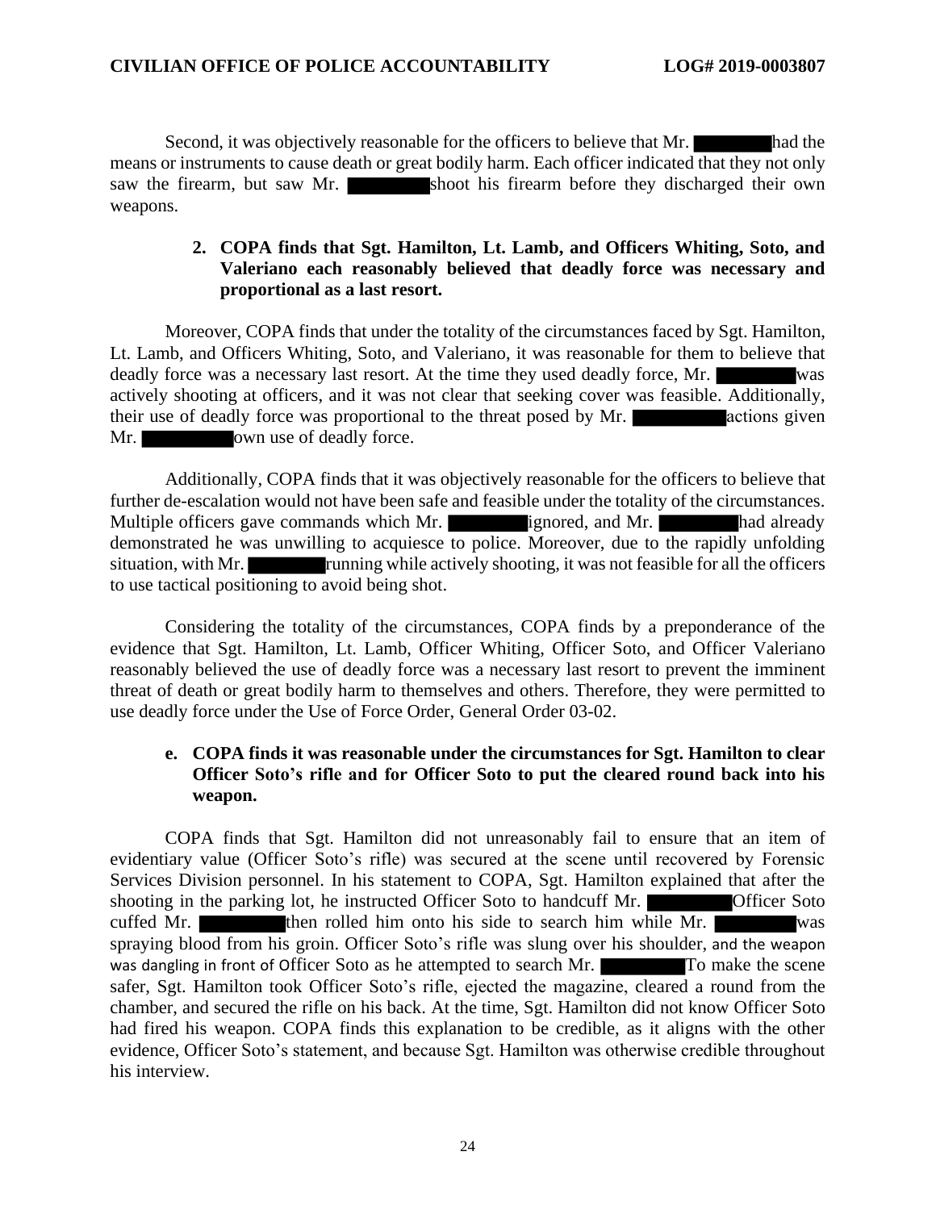Second, it was objectively reasonable for the officers to believe that Mr. ████ had the means or instruments to cause death or great bodily harm. Each officer indicated that they not only saw the firearm, but saw Mr. ████ shoot his firearm before they discharged their own weapons.

**2. COPA finds that Sgt. Hamilton, Lt. Lamb, and Officers Whiting, Soto, and Valeriano each reasonably believed that deadly force was necessary and proportional as a last resort.**

Moreover, COPA finds that under the totality of the circumstances faced by Sgt. Hamilton, Lt. Lamb, and Officers Whiting, Soto, and Valeriano, it was reasonable for them to believe that deadly force was a necessary last resort. At the time they used deadly force, Mr. ████ was actively shooting at officers, and it was not clear that seeking cover was feasible. Additionally, their use of deadly force was proportional to the threat posed by Mr. ████ actions given Mr. ████ own use of deadly force.

Additionally, COPA finds that it was objectively reasonable for the officers to believe that further de-escalation would not have been safe and feasible under the totality of the circumstances. Multiple officers gave commands which Mr. ████ ignored, and Mr. ████ had already demonstrated he was unwilling to acquiesce to police. Moreover, due to the rapidly unfolding situation, with Mr. ████ running while actively shooting, it was not feasible for all the officers to use tactical positioning to avoid being shot.

Considering the totality of the circumstances, COPA finds by a preponderance of the evidence that Sgt. Hamilton, Lt. Lamb, Officer Whiting, Officer Soto, and Officer Valeriano reasonably believed the use of deadly force was a necessary last resort to prevent the imminent threat of death or great bodily harm to themselves and others. Therefore, they were permitted to use deadly force under the Use of Force Order, General Order 03-02.

**e. COPA finds it was reasonable under the circumstances for Sgt. Hamilton to clear Officer Soto's rifle and for Officer Soto to put the cleared round back into his weapon.**

COPA finds that Sgt. Hamilton did not unreasonably fail to ensure that an item of evidentiary value (Officer Soto's rifle) was secured at the scene until recovered by Forensic Services Division personnel. In his statement to COPA, Sgt. Hamilton explained that after the shooting in the parking lot, he instructed Officer Soto to handcuff Mr. ████ Officer Soto cuffed Mr. ████ then rolled him onto his side to search him while Mr. ████ was spraying blood from his groin. Officer Soto's rifle was slung over his shoulder, and the weapon was dangling in front of Officer Soto as he attempted to search Mr. ████ To make the scene safer, Sgt. Hamilton took Officer Soto's rifle, ejected the magazine, cleared a round from the chamber, and secured the rifle on his back. At the time, Sgt. Hamilton did not know Officer Soto had fired his weapon. COPA finds this explanation to be credible, as it aligns with the other evidence, Officer Soto's statement, and because Sgt. Hamilton was otherwise credible throughout his interview.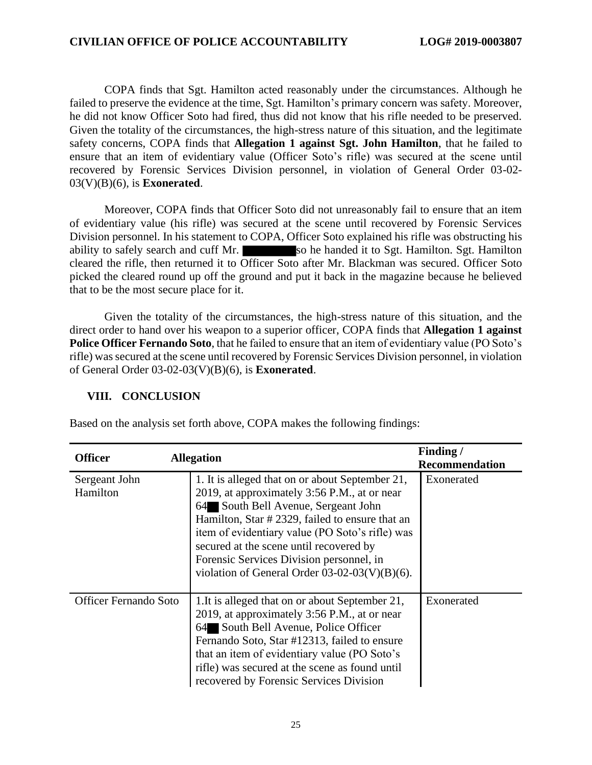COPA finds that Sgt. Hamilton acted reasonably under the circumstances. Although he failed to preserve the evidence at the time, Sgt. Hamilton's primary concern was safety. Moreover, he did not know Officer Soto had fired, thus did not know that his rifle needed to be preserved. Given the totality of the circumstances, the high-stress nature of this situation, and the legitimate safety concerns, COPA finds that **Allegation 1 against Sgt. John Hamilton**, that he failed to ensure that an item of evidentiary value (Officer Soto's rifle) was secured at the scene until recovered by Forensic Services Division personnel, in violation of General Order 03-02-03(V)(B)(6), is **Exonerated**.

Moreover, COPA finds that Officer Soto did not unreasonably fail to ensure that an item of evidentiary value (his rifle) was secured at the scene until recovered by Forensic Services Division personnel. In his statement to COPA, Officer Soto explained his rifle was obstructing his ability to safely search and cuff Mr. ████ so he handed it to Sgt. Hamilton. Sgt. Hamilton cleared the rifle, then returned it to Officer Soto after Mr. Blackman was secured. Officer Soto picked the cleared round up off the ground and put it back in the magazine because he believed that to be the most secure place for it.

Given the totality of the circumstances, the high-stress nature of this situation, and the direct order to hand over his weapon to a superior officer, COPA finds that **Allegation 1 against Police Officer Fernando Soto**, that he failed to ensure that an item of evidentiary value (PO Soto's rifle) was secured at the scene until recovered by Forensic Services Division personnel, in violation of General Order 03-02-03(V)(B)(6), is **Exonerated**.

## VIII. CONCLUSION

Based on the analysis set forth above, COPA makes the following findings:

| Officer | Allegation | Finding / Recommendation |
|---|---|---|
| Sergeant John Hamilton | 1. It is alleged that on or about September 21, 2019, at approximately 3:56 P.M., at or near 64█ South Bell Avenue, Sergeant John Hamilton, Star # 2329, failed to ensure that an item of evidentiary value (PO Soto's rifle) was secured at the scene until recovered by Forensic Services Division personnel, in violation of General Order 03-02-03(V)(B)(6). | Exonerated |
| Officer Fernando Soto | 1.It is alleged that on or about September 21, 2019, at approximately 3:56 P.M., at or near 64█ South Bell Avenue, Police Officer Fernando Soto, Star #12313, failed to ensure that an item of evidentiary value (PO Soto's rifle) was secured at the scene as found until recovered by Forensic Services Division | Exonerated |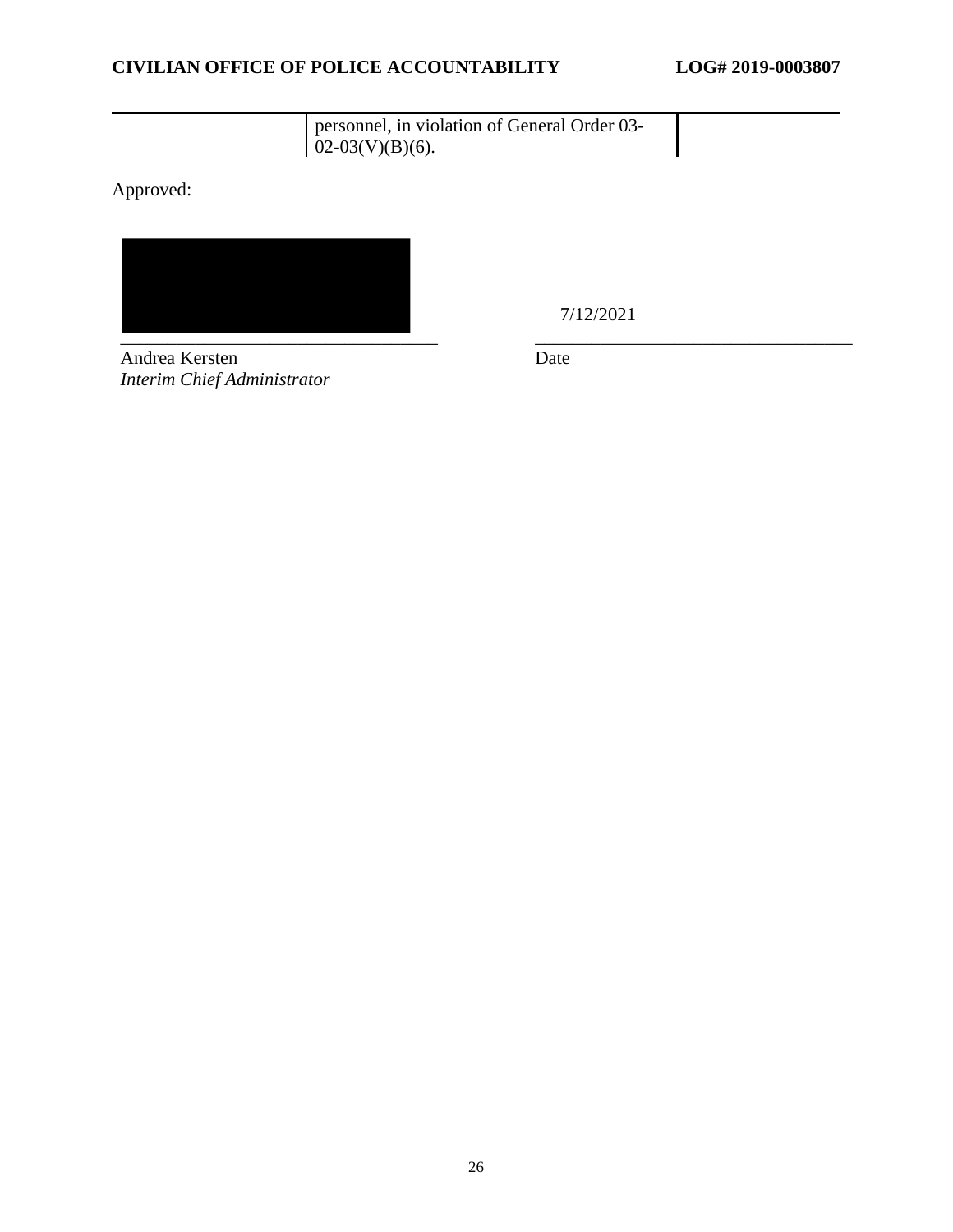| | personnel, in violation of General Order 03-02-03(V)(B)(6). | |
|---|---|---|

Approved:

| | |
|---|---|
| | 7/12/2021 |
| Andrea Kersten<br>*Interim Chief Administrator* | Date |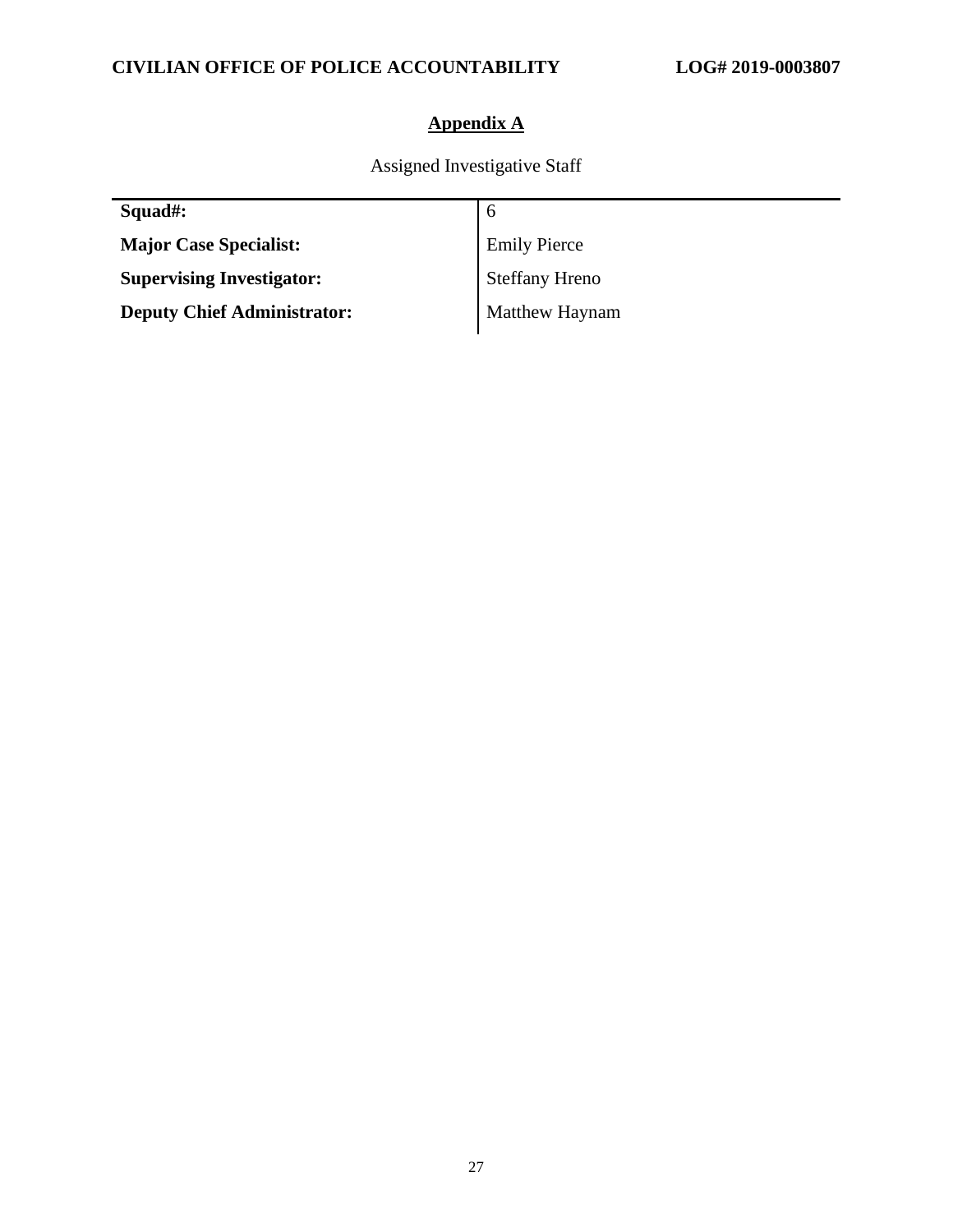## Appendix A

Assigned Investigative Staff

| | |
|---|---|
| **Squad#:** | 6 |
| **Major Case Specialist:** | Emily Pierce |
| **Supervising Investigator:** | Steffany Hreno |
| **Deputy Chief Administrator:** | Matthew Haynam |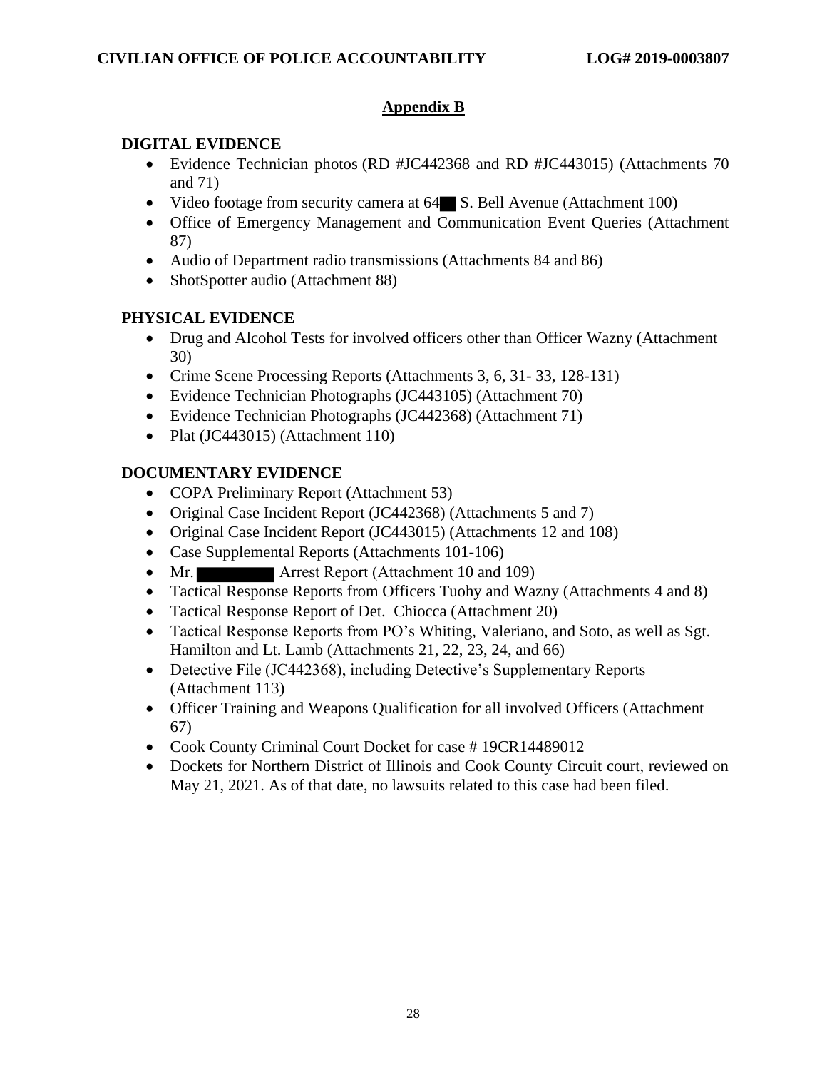## Appendix B

### DIGITAL EVIDENCE

- Evidence Technician photos (RD #JC442368 and RD #JC443015) (Attachments 70 and 71)
- Video footage from security camera at 64██ S. Bell Avenue (Attachment 100)
- Office of Emergency Management and Communication Event Queries (Attachment 87)
- Audio of Department radio transmissions (Attachments 84 and 86)
- ShotSpotter audio (Attachment 88)

### PHYSICAL EVIDENCE

- Drug and Alcohol Tests for involved officers other than Officer Wazny (Attachment 30)
- Crime Scene Processing Reports (Attachments 3, 6, 31- 33, 128-131)
- Evidence Technician Photographs (JC443105) (Attachment 70)
- Evidence Technician Photographs (JC442368) (Attachment 71)
- Plat (JC443015) (Attachment 110)

### DOCUMENTARY EVIDENCE

- COPA Preliminary Report (Attachment 53)
- Original Case Incident Report (JC442368) (Attachments 5 and 7)
- Original Case Incident Report (JC443015) (Attachments 12 and 108)
- Case Supplemental Reports (Attachments 101-106)
- Mr. ████████ Arrest Report (Attachment 10 and 109)
- Tactical Response Reports from Officers Tuohy and Wazny (Attachments 4 and 8)
- Tactical Response Report of Det. Chiocca (Attachment 20)
- Tactical Response Reports from PO's Whiting, Valeriano, and Soto, as well as Sgt. Hamilton and Lt. Lamb (Attachments 21, 22, 23, 24, and 66)
- Detective File (JC442368), including Detective's Supplementary Reports (Attachment 113)
- Officer Training and Weapons Qualification for all involved Officers (Attachment 67)
- Cook County Criminal Court Docket for case # 19CR14489012
- Dockets for Northern District of Illinois and Cook County Circuit court, reviewed on May 21, 2021. As of that date, no lawsuits related to this case had been filed.